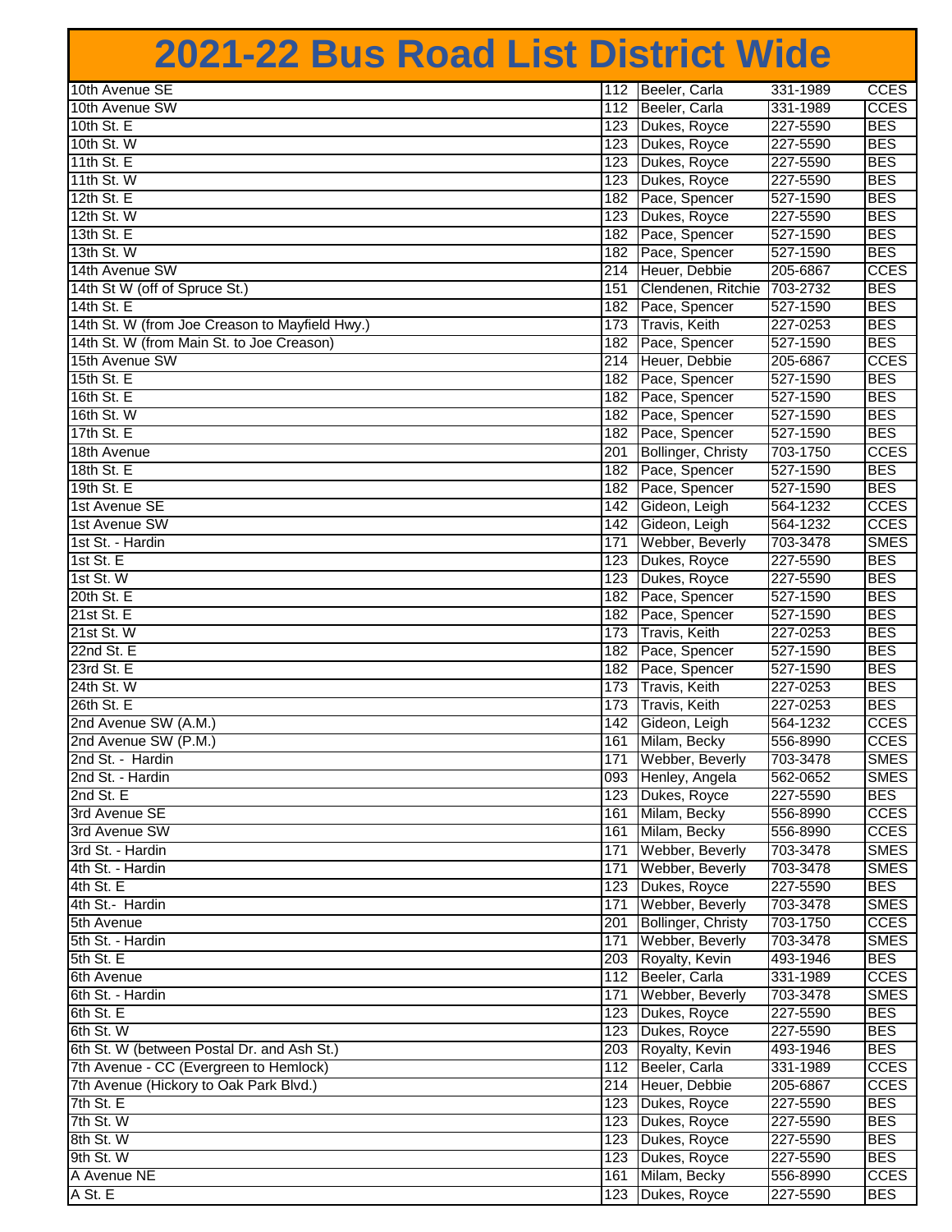# 2021-22 Bus Road List District Wide

| Road | Bus | Driver | Phone | School |
|---|---|---|---|---|
| 10th Avenue SE | 112 | Beeler, Carla | 331-1989 | CCES |
| 10th Avenue SW | 112 | Beeler, Carla | 331-1989 | CCES |
| 10th St. E | 123 | Dukes, Royce | 227-5590 | BES |
| 10th St. W | 123 | Dukes, Royce | 227-5590 | BES |
| 11th St. E | 123 | Dukes, Royce | 227-5590 | BES |
| 11th St. W | 123 | Dukes, Royce | 227-5590 | BES |
| 12th St. E | 182 | Pace, Spencer | 527-1590 | BES |
| 12th St. W | 123 | Dukes, Royce | 227-5590 | BES |
| 13th St. E | 182 | Pace, Spencer | 527-1590 | BES |
| 13th St. W | 182 | Pace, Spencer | 527-1590 | BES |
| 14th Avenue SW | 214 | Heuer, Debbie | 205-6867 | CCES |
| 14th St W (off of Spruce St.) | 151 | Clendenen, Ritchie | 703-2732 | BES |
| 14th St. E | 182 | Pace, Spencer | 527-1590 | BES |
| 14th St. W (from Joe Creason to Mayfield Hwy.) | 173 | Travis, Keith | 227-0253 | BES |
| 14th St. W (from Main St. to Joe Creason) | 182 | Pace, Spencer | 527-1590 | BES |
| 15th Avenue SW | 214 | Heuer, Debbie | 205-6867 | CCES |
| 15th St. E | 182 | Pace, Spencer | 527-1590 | BES |
| 16th St. E | 182 | Pace, Spencer | 527-1590 | BES |
| 16th St. W | 182 | Pace, Spencer | 527-1590 | BES |
| 17th St. E | 182 | Pace, Spencer | 527-1590 | BES |
| 18th Avenue | 201 | Bollinger, Christy | 703-1750 | CCES |
| 18th St. E | 182 | Pace, Spencer | 527-1590 | BES |
| 19th St. E | 182 | Pace, Spencer | 527-1590 | BES |
| 1st Avenue SE | 142 | Gideon, Leigh | 564-1232 | CCES |
| 1st Avenue SW | 142 | Gideon, Leigh | 564-1232 | CCES |
| 1st St. - Hardin | 171 | Webber, Beverly | 703-3478 | SMES |
| 1st St. E | 123 | Dukes, Royce | 227-5590 | BES |
| 1st St. W | 123 | Dukes, Royce | 227-5590 | BES |
| 20th St. E | 182 | Pace, Spencer | 527-1590 | BES |
| 21st St. E | 182 | Pace, Spencer | 527-1590 | BES |
| 21st St. W | 173 | Travis, Keith | 227-0253 | BES |
| 22nd St. E | 182 | Pace, Spencer | 527-1590 | BES |
| 23rd St. E | 182 | Pace, Spencer | 527-1590 | BES |
| 24th St. W | 173 | Travis, Keith | 227-0253 | BES |
| 26th St. E | 173 | Travis, Keith | 227-0253 | BES |
| 2nd Avenue SW (A.M.) | 142 | Gideon, Leigh | 564-1232 | CCES |
| 2nd Avenue SW (P.M.) | 161 | Milam, Becky | 556-8990 | CCES |
| 2nd St. - Hardin | 171 | Webber, Beverly | 703-3478 | SMES |
| 2nd St. - Hardin | 093 | Henley, Angela | 562-0652 | SMES |
| 2nd St. E | 123 | Dukes, Royce | 227-5590 | BES |
| 3rd Avenue SE | 161 | Milam, Becky | 556-8990 | CCES |
| 3rd Avenue SW | 161 | Milam, Becky | 556-8990 | CCES |
| 3rd St. - Hardin | 171 | Webber, Beverly | 703-3478 | SMES |
| 4th St. - Hardin | 171 | Webber, Beverly | 703-3478 | SMES |
| 4th St. E | 123 | Dukes, Royce | 227-5590 | BES |
| 4th St.- Hardin | 171 | Webber, Beverly | 703-3478 | SMES |
| 5th Avenue | 201 | Bollinger, Christy | 703-1750 | CCES |
| 5th St. - Hardin | 171 | Webber, Beverly | 703-3478 | SMES |
| 5th St. E | 203 | Royalty, Kevin | 493-1946 | BES |
| 6th Avenue | 112 | Beeler, Carla | 331-1989 | CCES |
| 6th St. - Hardin | 171 | Webber, Beverly | 703-3478 | SMES |
| 6th St. E | 123 | Dukes, Royce | 227-5590 | BES |
| 6th St. W | 123 | Dukes, Royce | 227-5590 | BES |
| 6th St. W (between Postal Dr. and Ash St.) | 203 | Royalty, Kevin | 493-1946 | BES |
| 7th Avenue - CC (Evergreen to Hemlock) | 112 | Beeler, Carla | 331-1989 | CCES |
| 7th Avenue (Hickory to Oak Park Blvd.) | 214 | Heuer, Debbie | 205-6867 | CCES |
| 7th St. E | 123 | Dukes, Royce | 227-5590 | BES |
| 7th St. W | 123 | Dukes, Royce | 227-5590 | BES |
| 8th St. W | 123 | Dukes, Royce | 227-5590 | BES |
| 9th St. W | 123 | Dukes, Royce | 227-5590 | BES |
| A Avenue NE | 161 | Milam, Becky | 556-8990 | CCES |
| A St. E | 123 | Dukes, Royce | 227-5590 | BES |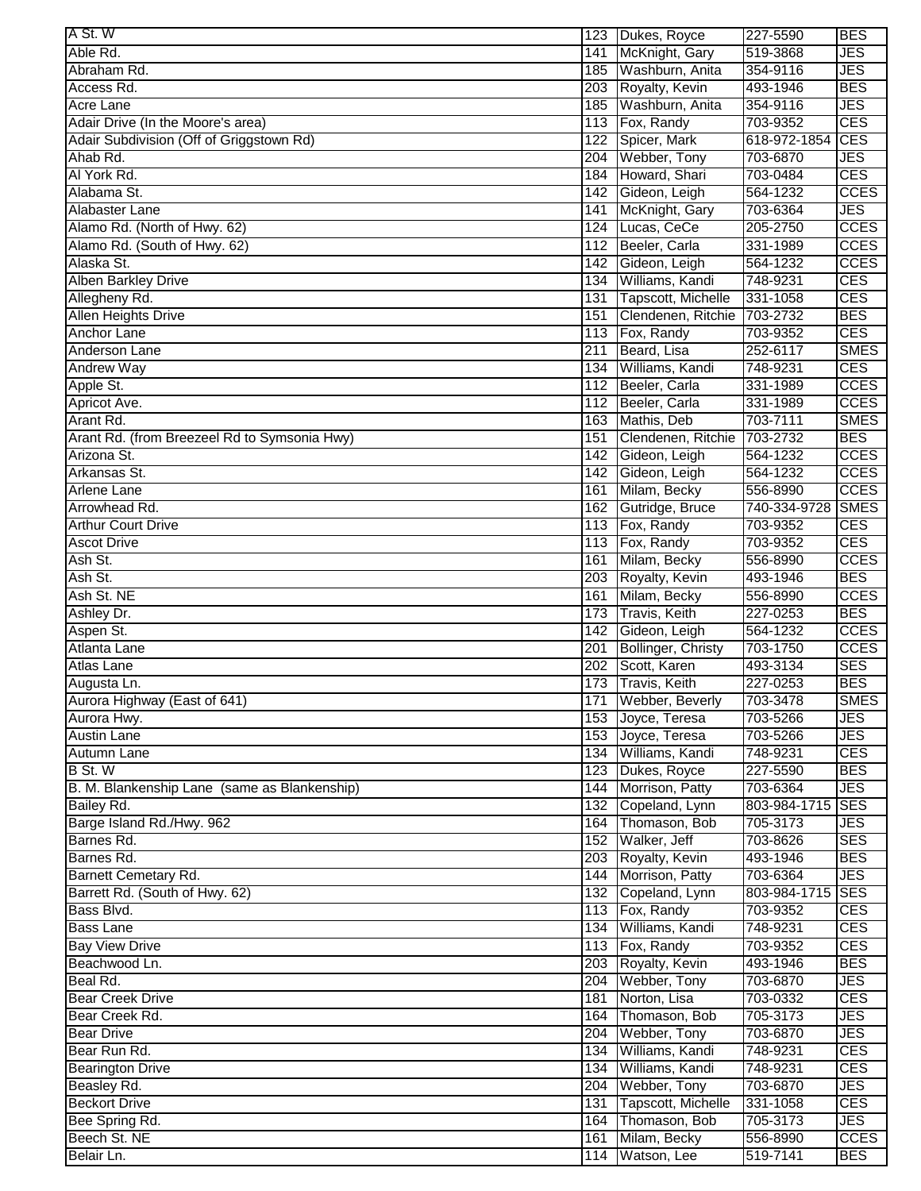| | | | | |
|---|---|---|---|---|
| A St. W | 123 | Dukes, Royce | 227-5590 | BES |
| Able Rd. | 141 | McKnight, Gary | 519-3868 | JES |
| Abraham Rd. | 185 | Washburn, Anita | 354-9116 | JES |
| Access Rd. | 203 | Royalty, Kevin | 493-1946 | BES |
| Acre Lane | 185 | Washburn, Anita | 354-9116 | JES |
| Adair Drive (In the Moore's area) | 113 | Fox, Randy | 703-9352 | CES |
| Adair Subdivision (Off of Griggstown Rd) | 122 | Spicer, Mark | 618-972-1854 | CES |
| Ahab Rd. | 204 | Webber, Tony | 703-6870 | JES |
| Al York Rd. | 184 | Howard, Shari | 703-0484 | CES |
| Alabama St. | 142 | Gideon, Leigh | 564-1232 | CCES |
| Alabaster Lane | 141 | McKnight, Gary | 703-6364 | JES |
| Alamo Rd. (North of Hwy. 62) | 124 | Lucas, CeCe | 205-2750 | CCES |
| Alamo Rd. (South of Hwy. 62) | 112 | Beeler, Carla | 331-1989 | CCES |
| Alaska St. | 142 | Gideon, Leigh | 564-1232 | CCES |
| Alben Barkley Drive | 134 | Williams, Kandi | 748-9231 | CES |
| Allegheny Rd. | 131 | Tapscott, Michelle | 331-1058 | CES |
| Allen Heights Drive | 151 | Clendenen, Ritchie | 703-2732 | BES |
| Anchor Lane | 113 | Fox, Randy | 703-9352 | CES |
| Anderson Lane | 211 | Beard, Lisa | 252-6117 | SMES |
| Andrew Way | 134 | Williams, Kandi | 748-9231 | CES |
| Apple St. | 112 | Beeler, Carla | 331-1989 | CCES |
| Apricot Ave. | 112 | Beeler, Carla | 331-1989 | CCES |
| Arant Rd. | 163 | Mathis, Deb | 703-7111 | SMES |
| Arant Rd. (from Breezeel Rd to Symsonia Hwy) | 151 | Clendenen, Ritchie | 703-2732 | BES |
| Arizona St. | 142 | Gideon, Leigh | 564-1232 | CCES |
| Arkansas St. | 142 | Gideon, Leigh | 564-1232 | CCES |
| Arlene Lane | 161 | Milam, Becky | 556-8990 | CCES |
| Arrowhead Rd. | 162 | Gutridge, Bruce | 740-334-9728 | SMES |
| Arthur Court Drive | 113 | Fox, Randy | 703-9352 | CES |
| Ascot Drive | 113 | Fox, Randy | 703-9352 | CES |
| Ash St. | 161 | Milam, Becky | 556-8990 | CCES |
| Ash St. | 203 | Royalty, Kevin | 493-1946 | BES |
| Ash St. NE | 161 | Milam, Becky | 556-8990 | CCES |
| Ashley Dr. | 173 | Travis, Keith | 227-0253 | BES |
| Aspen St. | 142 | Gideon, Leigh | 564-1232 | CCES |
| Atlanta Lane | 201 | Bollinger, Christy | 703-1750 | CCES |
| Atlas Lane | 202 | Scott, Karen | 493-3134 | SES |
| Augusta Ln. | 173 | Travis, Keith | 227-0253 | BES |
| Aurora Highway (East of 641) | 171 | Webber, Beverly | 703-3478 | SMES |
| Aurora Hwy. | 153 | Joyce, Teresa | 703-5266 | JES |
| Austin Lane | 153 | Joyce, Teresa | 703-5266 | JES |
| Autumn Lane | 134 | Williams, Kandi | 748-9231 | CES |
| B St. W | 123 | Dukes, Royce | 227-5590 | BES |
| B. M. Blankenship Lane (same as Blankenship) | 144 | Morrison, Patty | 703-6364 | JES |
| Bailey Rd. | 132 | Copeland, Lynn | 803-984-1715 | SES |
| Barge Island Rd./Hwy. 962 | 164 | Thomason, Bob | 705-3173 | JES |
| Barnes Rd. | 152 | Walker, Jeff | 703-8626 | SES |
| Barnes Rd. | 203 | Royalty, Kevin | 493-1946 | BES |
| Barnett Cemetary Rd. | 144 | Morrison, Patty | 703-6364 | JES |
| Barrett Rd. (South of Hwy. 62) | 132 | Copeland, Lynn | 803-984-1715 | SES |
| Bass Blvd. | 113 | Fox, Randy | 703-9352 | CES |
| Bass Lane | 134 | Williams, Kandi | 748-9231 | CES |
| Bay View Drive | 113 | Fox, Randy | 703-9352 | CES |
| Beachwood Ln. | 203 | Royalty, Kevin | 493-1946 | BES |
| Beal Rd. | 204 | Webber, Tony | 703-6870 | JES |
| Bear Creek Drive | 181 | Norton, Lisa | 703-0332 | CES |
| Bear Creek Rd. | 164 | Thomason, Bob | 705-3173 | JES |
| Bear Drive | 204 | Webber, Tony | 703-6870 | JES |
| Bear Run Rd. | 134 | Williams, Kandi | 748-9231 | CES |
| Bearington Drive | 134 | Williams, Kandi | 748-9231 | CES |
| Beasley Rd. | 204 | Webber, Tony | 703-6870 | JES |
| Beckort Drive | 131 | Tapscott, Michelle | 331-1058 | CES |
| Bee Spring Rd. | 164 | Thomason, Bob | 705-3173 | JES |
| Beech St. NE | 161 | Milam, Becky | 556-8990 | CCES |
| Belair Ln. | 114 | Watson, Lee | 519-7141 | BES |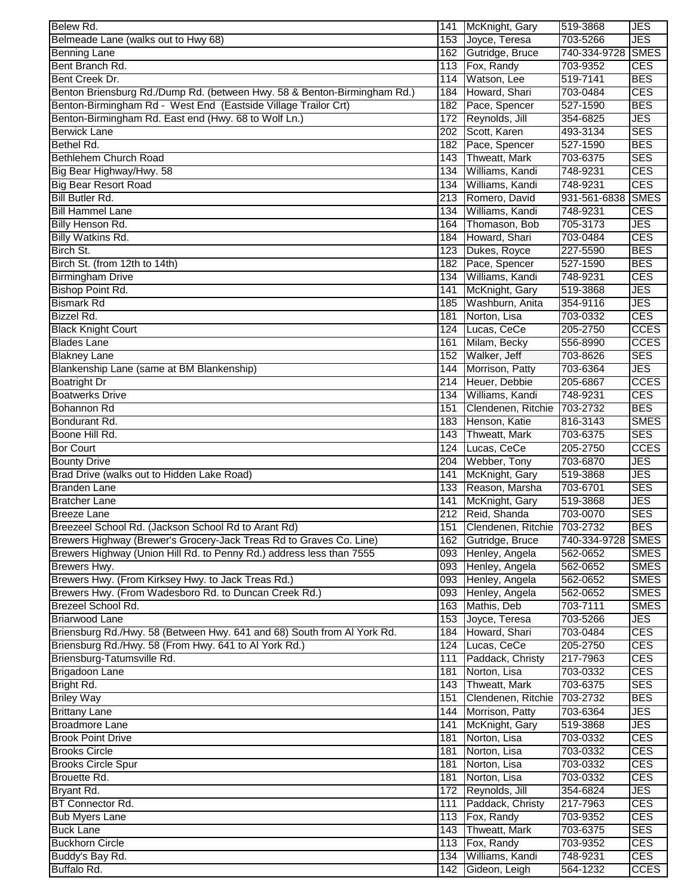| | | | | |
|---|---|---|---|---|
| Belew Rd. | 141 | McKnight, Gary | 519-3868 | JES |
| Belmeade Lane (walks out to Hwy 68) | 153 | Joyce, Teresa | 703-5266 | JES |
| Benning Lane | 162 | Gutridge, Bruce | 740-334-9728 | SMES |
| Bent Branch Rd. | 113 | Fox, Randy | 703-9352 | CES |
| Bent Creek Dr. | 114 | Watson, Lee | 519-7141 | BES |
| Benton Briensburg Rd./Dump Rd. (between Hwy. 58 & Benton-Birmingham Rd.) | 184 | Howard, Shari | 703-0484 | CES |
| Benton-Birmingham Rd - West End (Eastside Village Trailor Crt) | 182 | Pace, Spencer | 527-1590 | BES |
| Benton-Birmingham Rd. East end (Hwy. 68 to Wolf Ln.) | 172 | Reynolds, Jill | 354-6825 | JES |
| Berwick Lane | 202 | Scott, Karen | 493-3134 | SES |
| Bethel Rd. | 182 | Pace, Spencer | 527-1590 | BES |
| Bethlehem Church Road | 143 | Thweatt, Mark | 703-6375 | SES |
| Big Bear Highway/Hwy. 58 | 134 | Williams, Kandi | 748-9231 | CES |
| Big Bear Resort Road | 134 | Williams, Kandi | 748-9231 | CES |
| Bill Butler Rd. | 213 | Romero, David | 931-561-6838 | SMES |
| Bill Hammel Lane | 134 | Williams, Kandi | 748-9231 | CES |
| Billy Henson Rd. | 164 | Thomason, Bob | 705-3173 | JES |
| Billy Watkins Rd. | 184 | Howard, Shari | 703-0484 | CES |
| Birch St. | 123 | Dukes, Royce | 227-5590 | BES |
| Birch St. (from 12th to 14th) | 182 | Pace, Spencer | 527-1590 | BES |
| Birmingham Drive | 134 | Williams, Kandi | 748-9231 | CES |
| Bishop Point Rd. | 141 | McKnight, Gary | 519-3868 | JES |
| Bismark Rd | 185 | Washburn, Anita | 354-9116 | JES |
| Bizzel Rd. | 181 | Norton, Lisa | 703-0332 | CES |
| Black Knight Court | 124 | Lucas, CeCe | 205-2750 | CCES |
| Blades Lane | 161 | Milam, Becky | 556-8990 | CCES |
| Blakney Lane | 152 | Walker, Jeff | 703-8626 | SES |
| Blankenship Lane (same at BM Blankenship) | 144 | Morrison, Patty | 703-6364 | JES |
| Boatright Dr | 214 | Heuer, Debbie | 205-6867 | CCES |
| Boatwerks Drive | 134 | Williams, Kandi | 748-9231 | CES |
| Bohannon Rd | 151 | Clendenen, Ritchie | 703-2732 | BES |
| Bondurant Rd. | 183 | Henson, Katie | 816-3143 | SMES |
| Boone Hill Rd. | 143 | Thweatt, Mark | 703-6375 | SES |
| Bor Court | 124 | Lucas, CeCe | 205-2750 | CCES |
| Bounty Drive | 204 | Webber, Tony | 703-6870 | JES |
| Brad Drive (walks out to Hidden Lake Road) | 141 | McKnight, Gary | 519-3868 | JES |
| Branden Lane | 133 | Reason, Marsha | 703-6701 | SES |
| Bratcher Lane | 141 | McKnight, Gary | 519-3868 | JES |
| Breeze Lane | 212 | Reid, Shanda | 703-0070 | SES |
| Breezeel School Rd. (Jackson School Rd to Arant Rd) | 151 | Clendenen, Ritchie | 703-2732 | BES |
| Brewers Highway (Brewer's Grocery-Jack Treas Rd to Graves Co. Line) | 162 | Gutridge, Bruce | 740-334-9728 | SMES |
| Brewers Highway (Union Hill Rd. to Penny Rd.) address less than 7555 | 093 | Henley, Angela | 562-0652 | SMES |
| Brewers Hwy. | 093 | Henley, Angela | 562-0652 | SMES |
| Brewers Hwy. (From Kirksey Hwy. to Jack Treas Rd.) | 093 | Henley, Angela | 562-0652 | SMES |
| Brewers Hwy. (From Wadesboro Rd. to Duncan Creek Rd.) | 093 | Henley, Angela | 562-0652 | SMES |
| Brezeel School Rd. | 163 | Mathis, Deb | 703-7111 | SMES |
| Briarwood Lane | 153 | Joyce, Teresa | 703-5266 | JES |
| Briensburg Rd./Hwy. 58 (Between Hwy. 641 and 68) South from Al York Rd. | 184 | Howard, Shari | 703-0484 | CES |
| Briensburg Rd./Hwy. 58 (From Hwy. 641 to Al York Rd.) | 124 | Lucas, CeCe | 205-2750 | CES |
| Briensburg-Tatumsville Rd. | 111 | Paddack, Christy | 217-7963 | CES |
| Brigadoon Lane | 181 | Norton, Lisa | 703-0332 | CES |
| Bright Rd. | 143 | Thweatt, Mark | 703-6375 | SES |
| Briley Way | 151 | Clendenen, Ritchie | 703-2732 | BES |
| Brittany Lane | 144 | Morrison, Patty | 703-6364 | JES |
| Broadmore Lane | 141 | McKnight, Gary | 519-3868 | JES |
| Brook Point Drive | 181 | Norton, Lisa | 703-0332 | CES |
| Brooks Circle | 181 | Norton, Lisa | 703-0332 | CES |
| Brooks Circle Spur | 181 | Norton, Lisa | 703-0332 | CES |
| Brouette Rd. | 181 | Norton, Lisa | 703-0332 | CES |
| Bryant Rd. | 172 | Reynolds, Jill | 354-6824 | JES |
| BT Connector Rd. | 111 | Paddack, Christy | 217-7963 | CES |
| Bub Myers Lane | 113 | Fox, Randy | 703-9352 | CES |
| Buck Lane | 143 | Thweatt, Mark | 703-6375 | SES |
| Buckhorn Circle | 113 | Fox, Randy | 703-9352 | CES |
| Buddy's Bay Rd. | 134 | Williams, Kandi | 748-9231 | CES |
| Buffalo Rd. | 142 | Gideon, Leigh | 564-1232 | CCES |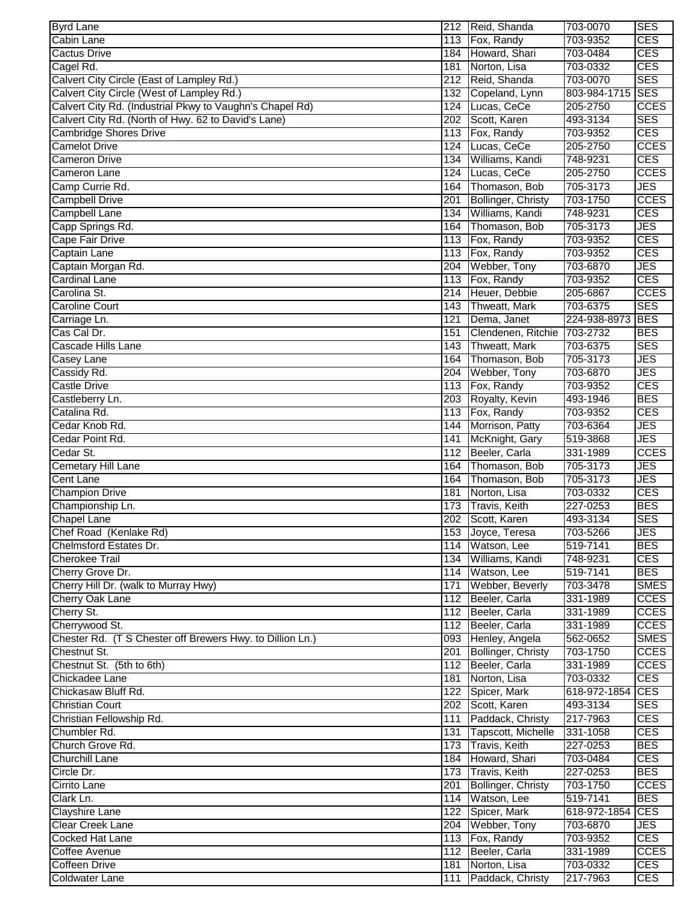| | | | | |
|---|---|---|---|---|
| Byrd Lane | 212 | Reid, Shanda | 703-0070 | SES |
| Cabin Lane | 113 | Fox, Randy | 703-9352 | CES |
| Cactus Drive | 184 | Howard, Shari | 703-0484 | CES |
| Cagel Rd. | 181 | Norton, Lisa | 703-0332 | CES |
| Calvert City Circle (East of Lampley Rd.) | 212 | Reid, Shanda | 703-0070 | SES |
| Calvert City Circle (West of Lampley Rd.) | 132 | Copeland, Lynn | 803-984-1715 | SES |
| Calvert City Rd. (Industrial Pkwy to Vaughn's Chapel Rd) | 124 | Lucas, CeCe | 205-2750 | CCES |
| Calvert City Rd. (North of Hwy. 62 to David's Lane) | 202 | Scott, Karen | 493-3134 | SES |
| Cambridge Shores Drive | 113 | Fox, Randy | 703-9352 | CES |
| Camelot Drive | 124 | Lucas, CeCe | 205-2750 | CCES |
| Cameron Drive | 134 | Williams, Kandi | 748-9231 | CES |
| Cameron Lane | 124 | Lucas, CeCe | 205-2750 | CCES |
| Camp Currie Rd. | 164 | Thomason, Bob | 705-3173 | JES |
| Campbell Drive | 201 | Bollinger, Christy | 703-1750 | CCES |
| Campbell Lane | 134 | Williams, Kandi | 748-9231 | CES |
| Capp Springs Rd. | 164 | Thomason, Bob | 705-3173 | JES |
| Cape Fair Drive | 113 | Fox, Randy | 703-9352 | CES |
| Captain Lane | 113 | Fox, Randy | 703-9352 | CES |
| Captain Morgan Rd. | 204 | Webber, Tony | 703-6870 | JES |
| Cardinal Lane | 113 | Fox, Randy | 703-9352 | CES |
| Carolina St. | 214 | Heuer, Debbie | 205-6867 | CCES |
| Caroline Court | 143 | Thweatt, Mark | 703-6375 | SES |
| Carriage Ln. | 121 | Dema, Janet | 224-938-8973 | BES |
| Cas Cal Dr. | 151 | Clendenen, Ritchie | 703-2732 | BES |
| Cascade Hills Lane | 143 | Thweatt, Mark | 703-6375 | SES |
| Casey Lane | 164 | Thomason, Bob | 705-3173 | JES |
| Cassidy Rd. | 204 | Webber, Tony | 703-6870 | JES |
| Castle Drive | 113 | Fox, Randy | 703-9352 | CES |
| Castleberry Ln. | 203 | Royalty, Kevin | 493-1946 | BES |
| Catalina Rd. | 113 | Fox, Randy | 703-9352 | CES |
| Cedar Knob Rd. | 144 | Morrison, Patty | 703-6364 | JES |
| Cedar Point Rd. | 141 | McKnight, Gary | 519-3868 | JES |
| Cedar St. | 112 | Beeler, Carla | 331-1989 | CCES |
| Cemetary Hill Lane | 164 | Thomason, Bob | 705-3173 | JES |
| Cent Lane | 164 | Thomason, Bob | 705-3173 | JES |
| Champion Drive | 181 | Norton, Lisa | 703-0332 | CES |
| Championship Ln. | 173 | Travis, Keith | 227-0253 | BES |
| Chapel Lane | 202 | Scott, Karen | 493-3134 | SES |
| Chef Road (Kenlake Rd) | 153 | Joyce, Teresa | 703-5266 | JES |
| Chelmsford Estates Dr. | 114 | Watson, Lee | 519-7141 | BES |
| Cherokee Trail | 134 | Williams, Kandi | 748-9231 | CES |
| Cherry Grove Dr. | 114 | Watson, Lee | 519-7141 | BES |
| Cherry Hill Dr. (walk to Murray Hwy) | 171 | Webber, Beverly | 703-3478 | SMES |
| Cherry Oak Lane | 112 | Beeler, Carla | 331-1989 | CCES |
| Cherry St. | 112 | Beeler, Carla | 331-1989 | CCES |
| Cherrywood St. | 112 | Beeler, Carla | 331-1989 | CCES |
| Chester Rd. (T S Chester off Brewers Hwy. to Dillion Ln.) | 093 | Henley, Angela | 562-0652 | SMES |
| Chestnut St. | 201 | Bollinger, Christy | 703-1750 | CCES |
| Chestnut St. (5th to 6th) | 112 | Beeler, Carla | 331-1989 | CCES |
| Chickadee Lane | 181 | Norton, Lisa | 703-0332 | CES |
| Chickasaw Bluff Rd. | 122 | Spicer, Mark | 618-972-1854 | CES |
| Christian Court | 202 | Scott, Karen | 493-3134 | SES |
| Christian Fellowship Rd. | 111 | Paddack, Christy | 217-7963 | CES |
| Chumbler Rd. | 131 | Tapscott, Michelle | 331-1058 | CES |
| Church Grove Rd. | 173 | Travis, Keith | 227-0253 | BES |
| Churchill Lane | 184 | Howard, Shari | 703-0484 | CES |
| Circle Dr. | 173 | Travis, Keith | 227-0253 | BES |
| Cirrito Lane | 201 | Bollinger, Christy | 703-1750 | CCES |
| Clark Ln. | 114 | Watson, Lee | 519-7141 | BES |
| Clayshire Lane | 122 | Spicer, Mark | 618-972-1854 | CES |
| Clear Creek Lane | 204 | Webber, Tony | 703-6870 | JES |
| Cocked Hat Lane | 113 | Fox, Randy | 703-9352 | CES |
| Coffee Avenue | 112 | Beeler, Carla | 331-1989 | CCES |
| Coffeen Drive | 181 | Norton, Lisa | 703-0332 | CES |
| Coldwater Lane | 111 | Paddack, Christy | 217-7963 | CES |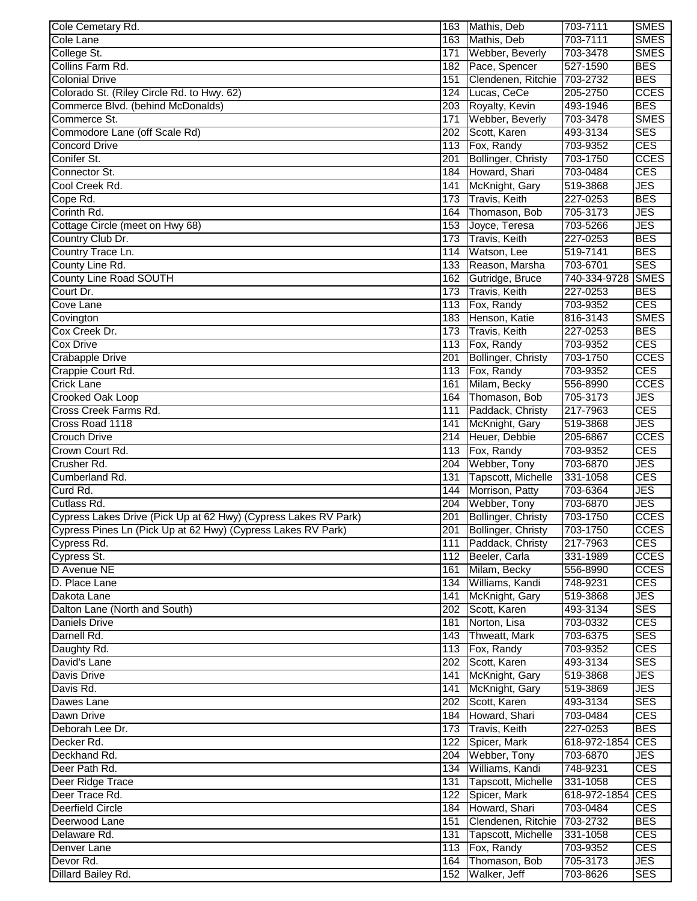| Cole Cemetary Rd. | 163 | Mathis, Deb | 703-7111 | SMES |
|---|---|---|---|---|
| Cole Lane | 163 | Mathis, Deb | 703-7111 | SMES |
| College St. | 171 | Webber, Beverly | 703-3478 | SMES |
| Collins Farm Rd. | 182 | Pace, Spencer | 527-1590 | BES |
| Colonial Drive | 151 | Clendenen, Ritchie | 703-2732 | BES |
| Colorado St. (Riley Circle Rd. to Hwy. 62) | 124 | Lucas, CeCe | 205-2750 | CCES |
| Commerce Blvd. (behind McDonalds) | 203 | Royalty, Kevin | 493-1946 | BES |
| Commerce St. | 171 | Webber, Beverly | 703-3478 | SMES |
| Commodore Lane (off Scale Rd) | 202 | Scott, Karen | 493-3134 | SES |
| Concord Drive | 113 | Fox, Randy | 703-9352 | CES |
| Conifer St. | 201 | Bollinger, Christy | 703-1750 | CCES |
| Connector St. | 184 | Howard, Shari | 703-0484 | CES |
| Cool Creek Rd. | 141 | McKnight, Gary | 519-3868 | JES |
| Cope Rd. | 173 | Travis, Keith | 227-0253 | BES |
| Corinth Rd. | 164 | Thomason, Bob | 705-3173 | JES |
| Cottage Circle (meet on Hwy 68) | 153 | Joyce, Teresa | 703-5266 | JES |
| Country Club Dr. | 173 | Travis, Keith | 227-0253 | BES |
| Country Trace Ln. | 114 | Watson, Lee | 519-7141 | BES |
| County Line Rd. | 133 | Reason, Marsha | 703-6701 | SES |
| County Line Road SOUTH | 162 | Gutridge, Bruce | 740-334-9728 | SMES |
| Court Dr. | 173 | Travis, Keith | 227-0253 | BES |
| Cove Lane | 113 | Fox, Randy | 703-9352 | CES |
| Covington | 183 | Henson, Katie | 816-3143 | SMES |
| Cox Creek Dr. | 173 | Travis, Keith | 227-0253 | BES |
| Cox Drive | 113 | Fox, Randy | 703-9352 | CES |
| Crabapple Drive | 201 | Bollinger, Christy | 703-1750 | CCES |
| Crappie Court Rd. | 113 | Fox, Randy | 703-9352 | CES |
| Crick Lane | 161 | Milam, Becky | 556-8990 | CCES |
| Crooked Oak Loop | 164 | Thomason, Bob | 705-3173 | JES |
| Cross Creek Farms Rd. | 111 | Paddack, Christy | 217-7963 | CES |
| Cross Road 1118 | 141 | McKnight, Gary | 519-3868 | JES |
| Crouch Drive | 214 | Heuer, Debbie | 205-6867 | CCES |
| Crown Court Rd. | 113 | Fox, Randy | 703-9352 | CES |
| Crusher Rd. | 204 | Webber, Tony | 703-6870 | JES |
| Cumberland Rd. | 131 | Tapscott, Michelle | 331-1058 | CES |
| Curd Rd. | 144 | Morrison, Patty | 703-6364 | JES |
| Cutlass Rd. | 204 | Webber, Tony | 703-6870 | JES |
| Cypress Lakes Drive (Pick Up at 62 Hwy) (Cypress Lakes RV Park) | 201 | Bollinger, Christy | 703-1750 | CCES |
| Cypress Pines Ln (Pick Up at 62 Hwy) (Cypress Lakes RV Park) | 201 | Bollinger, Christy | 703-1750 | CCES |
| Cypress Rd. | 111 | Paddack, Christy | 217-7963 | CES |
| Cypress St. | 112 | Beeler, Carla | 331-1989 | CCES |
| D Avenue NE | 161 | Milam, Becky | 556-8990 | CCES |
| D. Place Lane | 134 | Williams, Kandi | 748-9231 | CES |
| Dakota Lane | 141 | McKnight, Gary | 519-3868 | JES |
| Dalton Lane (North and South) | 202 | Scott, Karen | 493-3134 | SES |
| Daniels Drive | 181 | Norton, Lisa | 703-0332 | CES |
| Darnell Rd. | 143 | Thweatt, Mark | 703-6375 | SES |
| Daughty Rd. | 113 | Fox, Randy | 703-9352 | CES |
| David's Lane | 202 | Scott, Karen | 493-3134 | SES |
| Davis Drive | 141 | McKnight, Gary | 519-3868 | JES |
| Davis Rd. | 141 | McKnight, Gary | 519-3869 | JES |
| Dawes Lane | 202 | Scott, Karen | 493-3134 | SES |
| Dawn Drive | 184 | Howard, Shari | 703-0484 | CES |
| Deborah Lee Dr. | 173 | Travis, Keith | 227-0253 | BES |
| Decker Rd. | 122 | Spicer, Mark | 618-972-1854 | CES |
| Deckhand Rd. | 204 | Webber, Tony | 703-6870 | JES |
| Deer Path Rd. | 134 | Williams, Kandi | 748-9231 | CES |
| Deer Ridge Trace | 131 | Tapscott, Michelle | 331-1058 | CES |
| Deer Trace Rd. | 122 | Spicer, Mark | 618-972-1854 | CES |
| Deerfield Circle | 184 | Howard, Shari | 703-0484 | CES |
| Deerwood Lane | 151 | Clendenen, Ritchie | 703-2732 | BES |
| Delaware Rd. | 131 | Tapscott, Michelle | 331-1058 | CES |
| Denver Lane | 113 | Fox, Randy | 703-9352 | CES |
| Devor Rd. | 164 | Thomason, Bob | 705-3173 | JES |
| Dillard Bailey Rd. | 152 | Walker, Jeff | 703-8626 | SES |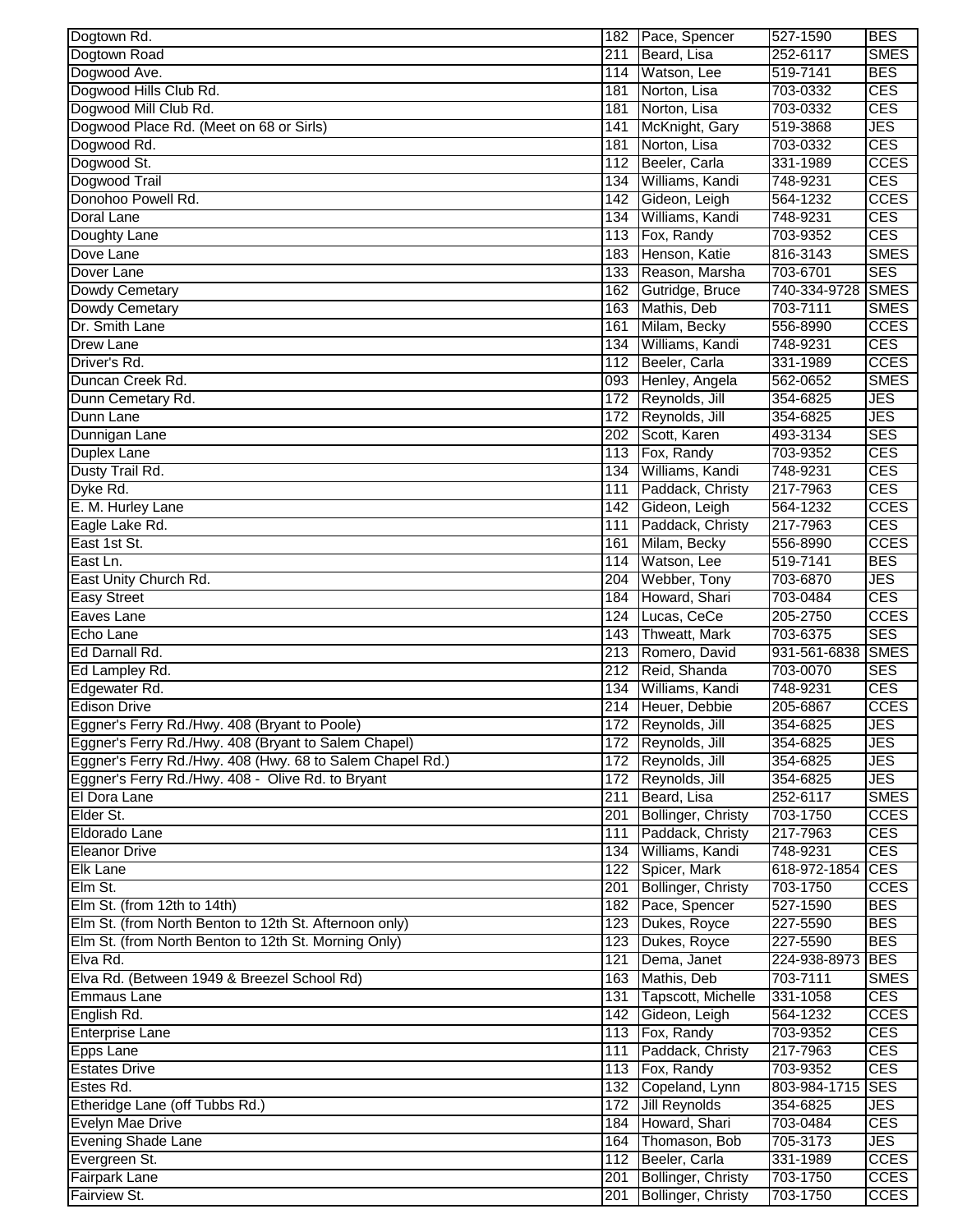| Dogtown Rd. | 182 | Pace, Spencer | 527-1590 | BES |
|---|---|---|---|---|
| Dogtown Road | 211 | Beard, Lisa | 252-6117 | SMES |
| Dogwood Ave. | 114 | Watson, Lee | 519-7141 | BES |
| Dogwood Hills Club Rd. | 181 | Norton, Lisa | 703-0332 | CES |
| Dogwood Mill Club Rd. | 181 | Norton, Lisa | 703-0332 | CES |
| Dogwood Place Rd. (Meet on 68 or Sirls) | 141 | McKnight, Gary | 519-3868 | JES |
| Dogwood Rd. | 181 | Norton, Lisa | 703-0332 | CES |
| Dogwood St. | 112 | Beeler, Carla | 331-1989 | CCES |
| Dogwood Trail | 134 | Williams, Kandi | 748-9231 | CES |
| Donohoo Powell Rd. | 142 | Gideon, Leigh | 564-1232 | CCES |
| Doral Lane | 134 | Williams, Kandi | 748-9231 | CES |
| Doughty Lane | 113 | Fox, Randy | 703-9352 | CES |
| Dove Lane | 183 | Henson, Katie | 816-3143 | SMES |
| Dover Lane | 133 | Reason, Marsha | 703-6701 | SES |
| Dowdy Cemetary | 162 | Gutridge, Bruce | 740-334-9728 | SMES |
| Dowdy Cemetary | 163 | Mathis, Deb | 703-7111 | SMES |
| Dr. Smith Lane | 161 | Milam, Becky | 556-8990 | CCES |
| Drew Lane | 134 | Williams, Kandi | 748-9231 | CES |
| Driver's Rd. | 112 | Beeler, Carla | 331-1989 | CCES |
| Duncan Creek Rd. | 093 | Henley, Angela | 562-0652 | SMES |
| Dunn Cemetary Rd. | 172 | Reynolds, Jill | 354-6825 | JES |
| Dunn Lane | 172 | Reynolds, Jill | 354-6825 | JES |
| Dunnigan Lane | 202 | Scott, Karen | 493-3134 | SES |
| Duplex Lane | 113 | Fox, Randy | 703-9352 | CES |
| Dusty Trail Rd. | 134 | Williams, Kandi | 748-9231 | CES |
| Dyke Rd. | 111 | Paddack, Christy | 217-7963 | CES |
| E. M. Hurley Lane | 142 | Gideon, Leigh | 564-1232 | CCES |
| Eagle Lake Rd. | 111 | Paddack, Christy | 217-7963 | CES |
| East 1st St. | 161 | Milam, Becky | 556-8990 | CCES |
| East Ln. | 114 | Watson, Lee | 519-7141 | BES |
| East Unity Church Rd. | 204 | Webber, Tony | 703-6870 | JES |
| Easy Street | 184 | Howard, Shari | 703-0484 | CES |
| Eaves Lane | 124 | Lucas, CeCe | 205-2750 | CCES |
| Echo Lane | 143 | Thweatt, Mark | 703-6375 | SES |
| Ed Darnall Rd. | 213 | Romero, David | 931-561-6838 | SMES |
| Ed Lampley Rd. | 212 | Reid, Shanda | 703-0070 | SES |
| Edgewater Rd. | 134 | Williams, Kandi | 748-9231 | CES |
| Edison Drive | 214 | Heuer, Debbie | 205-6867 | CCES |
| Eggner's Ferry Rd./Hwy. 408 (Bryant to Poole) | 172 | Reynolds, Jill | 354-6825 | JES |
| Eggner's Ferry Rd./Hwy. 408 (Bryant to Salem Chapel) | 172 | Reynolds, Jill | 354-6825 | JES |
| Eggner's Ferry Rd./Hwy. 408 (Hwy. 68 to Salem Chapel Rd.) | 172 | Reynolds, Jill | 354-6825 | JES |
| Eggner's Ferry Rd./Hwy. 408 - Olive Rd. to Bryant | 172 | Reynolds, Jill | 354-6825 | JES |
| El Dora Lane | 211 | Beard, Lisa | 252-6117 | SMES |
| Elder St. | 201 | Bollinger, Christy | 703-1750 | CCES |
| Eldorado Lane | 111 | Paddack, Christy | 217-7963 | CES |
| Eleanor Drive | 134 | Williams, Kandi | 748-9231 | CES |
| Elk Lane | 122 | Spicer, Mark | 618-972-1854 | CES |
| Elm St. | 201 | Bollinger, Christy | 703-1750 | CCES |
| Elm St. (from 12th to 14th) | 182 | Pace, Spencer | 527-1590 | BES |
| Elm St. (from North Benton to 12th St. Afternoon only) | 123 | Dukes, Royce | 227-5590 | BES |
| Elm St. (from North Benton to 12th St. Morning Only) | 123 | Dukes, Royce | 227-5590 | BES |
| Elva Rd. | 121 | Dema, Janet | 224-938-8973 | BES |
| Elva Rd. (Between 1949 & Breezel School Rd) | 163 | Mathis, Deb | 703-7111 | SMES |
| Emmaus Lane | 131 | Tapscott, Michelle | 331-1058 | CES |
| English Rd. | 142 | Gideon, Leigh | 564-1232 | CCES |
| Enterprise Lane | 113 | Fox, Randy | 703-9352 | CES |
| Epps Lane | 111 | Paddack, Christy | 217-7963 | CES |
| Estates Drive | 113 | Fox, Randy | 703-9352 | CES |
| Estes Rd. | 132 | Copeland, Lynn | 803-984-1715 | SES |
| Etheridge Lane (off Tubbs Rd.) | 172 | Jill Reynolds | 354-6825 | JES |
| Evelyn Mae Drive | 184 | Howard, Shari | 703-0484 | CES |
| Evening Shade Lane | 164 | Thomason, Bob | 705-3173 | JES |
| Evergreen St. | 112 | Beeler, Carla | 331-1989 | CCES |
| Fairpark Lane | 201 | Bollinger, Christy | 703-1750 | CCES |
| Fairview St. | 201 | Bollinger, Christy | 703-1750 | CCES |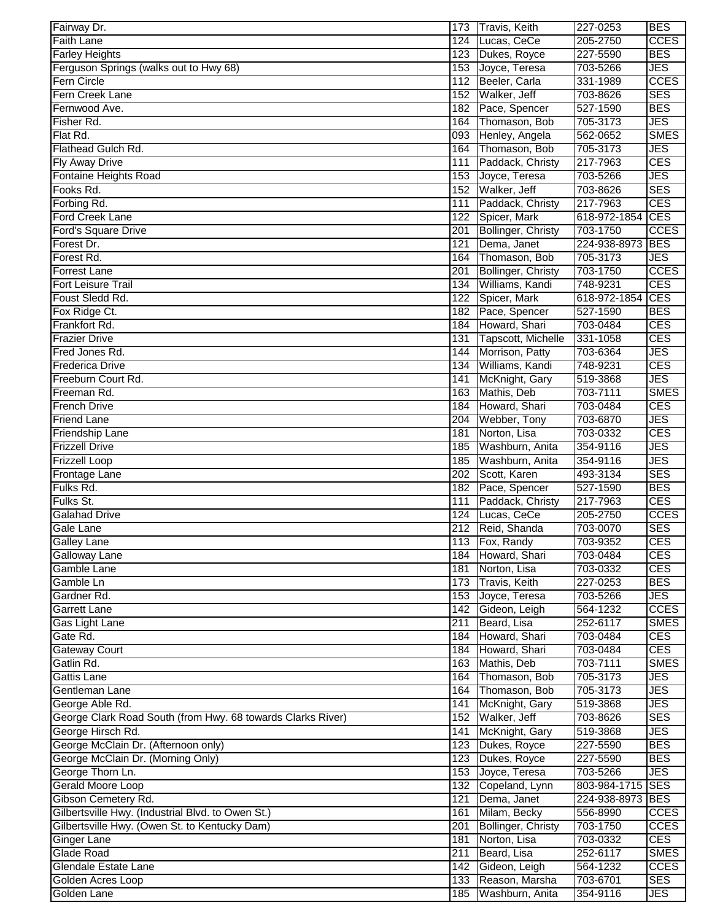| Fairway Dr. | 173 | Travis, Keith | 227-0253 | BES |
|---|---|---|---|---|
| Faith Lane | 124 | Lucas, CeCe | 205-2750 | CCES |
| Farley Heights | 123 | Dukes, Royce | 227-5590 | BES |
| Ferguson Springs (walks out to Hwy 68) | 153 | Joyce, Teresa | 703-5266 | JES |
| Fern Circle | 112 | Beeler, Carla | 331-1989 | CCES |
| Fern Creek Lane | 152 | Walker, Jeff | 703-8626 | SES |
| Fernwood Ave. | 182 | Pace, Spencer | 527-1590 | BES |
| Fisher Rd. | 164 | Thomason, Bob | 705-3173 | JES |
| Flat Rd. | 093 | Henley, Angela | 562-0652 | SMES |
| Flathead Gulch Rd. | 164 | Thomason, Bob | 705-3173 | JES |
| Fly Away Drive | 111 | Paddack, Christy | 217-7963 | CES |
| Fontaine Heights Road | 153 | Joyce, Teresa | 703-5266 | JES |
| Fooks Rd. | 152 | Walker, Jeff | 703-8626 | SES |
| Forbing Rd. | 111 | Paddack, Christy | 217-7963 | CES |
| Ford Creek Lane | 122 | Spicer, Mark | 618-972-1854 | CES |
| Ford's Square Drive | 201 | Bollinger, Christy | 703-1750 | CCES |
| Forest Dr. | 121 | Dema, Janet | 224-938-8973 | BES |
| Forest Rd. | 164 | Thomason, Bob | 705-3173 | JES |
| Forrest Lane | 201 | Bollinger, Christy | 703-1750 | CCES |
| Fort Leisure Trail | 134 | Williams, Kandi | 748-9231 | CES |
| Foust Sledd Rd. | 122 | Spicer, Mark | 618-972-1854 | CES |
| Fox Ridge Ct. | 182 | Pace, Spencer | 527-1590 | BES |
| Frankfort Rd. | 184 | Howard, Shari | 703-0484 | CES |
| Frazier Drive | 131 | Tapscott, Michelle | 331-1058 | CES |
| Fred Jones Rd. | 144 | Morrison, Patty | 703-6364 | JES |
| Frederica Drive | 134 | Williams, Kandi | 748-9231 | CES |
| Freeburn Court Rd. | 141 | McKnight, Gary | 519-3868 | JES |
| Freeman Rd. | 163 | Mathis, Deb | 703-7111 | SMES |
| French Drive | 184 | Howard, Shari | 703-0484 | CES |
| Friend Lane | 204 | Webber, Tony | 703-6870 | JES |
| Friendship Lane | 181 | Norton, Lisa | 703-0332 | CES |
| Frizzell Drive | 185 | Washburn, Anita | 354-9116 | JES |
| Frizzell Loop | 185 | Washburn, Anita | 354-9116 | JES |
| Frontage Lane | 202 | Scott, Karen | 493-3134 | SES |
| Fulks Rd. | 182 | Pace, Spencer | 527-1590 | BES |
| Fulks St. | 111 | Paddack, Christy | 217-7963 | CES |
| Galahad Drive | 124 | Lucas, CeCe | 205-2750 | CCES |
| Gale Lane | 212 | Reid, Shanda | 703-0070 | SES |
| Galley Lane | 113 | Fox, Randy | 703-9352 | CES |
| Galloway Lane | 184 | Howard, Shari | 703-0484 | CES |
| Gamble Lane | 181 | Norton, Lisa | 703-0332 | CES |
| Gamble Ln | 173 | Travis, Keith | 227-0253 | BES |
| Gardner Rd. | 153 | Joyce, Teresa | 703-5266 | JES |
| Garrett Lane | 142 | Gideon, Leigh | 564-1232 | CCES |
| Gas Light Lane | 211 | Beard, Lisa | 252-6117 | SMES |
| Gate Rd. | 184 | Howard, Shari | 703-0484 | CES |
| Gateway Court | 184 | Howard, Shari | 703-0484 | CES |
| Gatlin Rd. | 163 | Mathis, Deb | 703-7111 | SMES |
| Gattis Lane | 164 | Thomason, Bob | 705-3173 | JES |
| Gentleman Lane | 164 | Thomason, Bob | 705-3173 | JES |
| George Able Rd. | 141 | McKnight, Gary | 519-3868 | JES |
| George Clark Road South (from Hwy. 68 towards Clarks River) | 152 | Walker, Jeff | 703-8626 | SES |
| George Hirsch Rd. | 141 | McKnight, Gary | 519-3868 | JES |
| George McClain Dr. (Afternoon only) | 123 | Dukes, Royce | 227-5590 | BES |
| George McClain Dr. (Morning Only) | 123 | Dukes, Royce | 227-5590 | BES |
| George Thorn Ln. | 153 | Joyce, Teresa | 703-5266 | JES |
| Gerald Moore Loop | 132 | Copeland, Lynn | 803-984-1715 | SES |
| Gibson Cemetery Rd. | 121 | Dema, Janet | 224-938-8973 | BES |
| Gilbertsville Hwy. (Industrial Blvd. to Owen St.) | 161 | Milam, Becky | 556-8990 | CCES |
| Gilbertsville Hwy. (Owen St. to Kentucky Dam) | 201 | Bollinger, Christy | 703-1750 | CCES |
| Ginger Lane | 181 | Norton, Lisa | 703-0332 | CES |
| Glade Road | 211 | Beard, Lisa | 252-6117 | SMES |
| Glendale Estate Lane | 142 | Gideon, Leigh | 564-1232 | CCES |
| Golden Acres Loop | 133 | Reason, Marsha | 703-6701 | SES |
| Golden Lane | 185 | Washburn, Anita | 354-9116 | JES |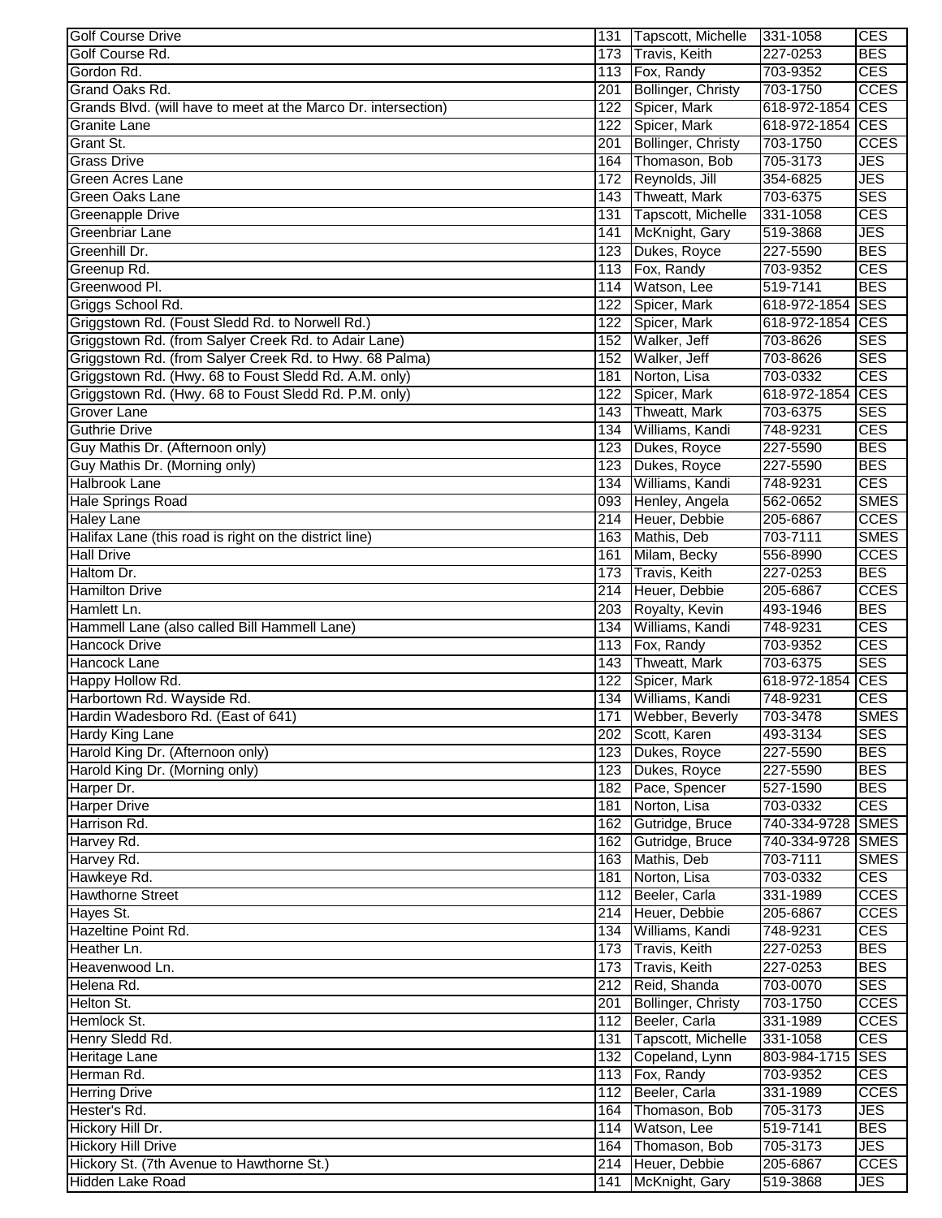| Golf Course Drive | 131 | Tapscott, Michelle | 331-1058 | CES |
|---|---|---|---|---|
| Golf Course Rd. | 173 | Travis, Keith | 227-0253 | BES |
| Gordon Rd. | 113 | Fox, Randy | 703-9352 | CES |
| Grand Oaks Rd. | 201 | Bollinger, Christy | 703-1750 | CCES |
| Grands Blvd. (will have to meet at the Marco Dr. intersection) | 122 | Spicer, Mark | 618-972-1854 | CES |
| Granite Lane | 122 | Spicer, Mark | 618-972-1854 | CES |
| Grant St. | 201 | Bollinger, Christy | 703-1750 | CCES |
| Grass Drive | 164 | Thomason, Bob | 705-3173 | JES |
| Green Acres Lane | 172 | Reynolds, Jill | 354-6825 | JES |
| Green Oaks Lane | 143 | Thweatt, Mark | 703-6375 | SES |
| Greenapple Drive | 131 | Tapscott, Michelle | 331-1058 | CES |
| Greenbriar Lane | 141 | McKnight, Gary | 519-3868 | JES |
| Greenhill Dr. | 123 | Dukes, Royce | 227-5590 | BES |
| Greenup Rd. | 113 | Fox, Randy | 703-9352 | CES |
| Greenwood Pl. | 114 | Watson, Lee | 519-7141 | BES |
| Griggs School Rd. | 122 | Spicer, Mark | 618-972-1854 | SES |
| Griggstown Rd. (Foust Sledd Rd. to Norwell Rd.) | 122 | Spicer, Mark | 618-972-1854 | CES |
| Griggstown Rd. (from Salyer Creek Rd. to Adair Lane) | 152 | Walker, Jeff | 703-8626 | SES |
| Griggstown Rd. (from Salyer Creek Rd. to Hwy. 68 Palma) | 152 | Walker, Jeff | 703-8626 | SES |
| Griggstown Rd. (Hwy. 68 to Foust Sledd Rd. A.M. only) | 181 | Norton, Lisa | 703-0332 | CES |
| Griggstown Rd. (Hwy. 68 to Foust Sledd Rd. P.M. only) | 122 | Spicer, Mark | 618-972-1854 | CES |
| Grover Lane | 143 | Thweatt, Mark | 703-6375 | SES |
| Guthrie Drive | 134 | Williams, Kandi | 748-9231 | CES |
| Guy Mathis Dr. (Afternoon only) | 123 | Dukes, Royce | 227-5590 | BES |
| Guy Mathis Dr. (Morning only) | 123 | Dukes, Royce | 227-5590 | BES |
| Halbrook Lane | 134 | Williams, Kandi | 748-9231 | CES |
| Hale Springs Road | 093 | Henley, Angela | 562-0652 | SMES |
| Haley Lane | 214 | Heuer, Debbie | 205-6867 | CCES |
| Halifax Lane (this road is right on the district line) | 163 | Mathis, Deb | 703-7111 | SMES |
| Hall Drive | 161 | Milam, Becky | 556-8990 | CCES |
| Haltom Dr. | 173 | Travis, Keith | 227-0253 | BES |
| Hamilton Drive | 214 | Heuer, Debbie | 205-6867 | CCES |
| Hamlett Ln. | 203 | Royalty, Kevin | 493-1946 | BES |
| Hammell Lane (also called Bill Hammell Lane) | 134 | Williams, Kandi | 748-9231 | CES |
| Hancock Drive | 113 | Fox, Randy | 703-9352 | CES |
| Hancock Lane | 143 | Thweatt, Mark | 703-6375 | SES |
| Happy Hollow Rd. | 122 | Spicer, Mark | 618-972-1854 | CES |
| Harbortown Rd. Wayside Rd. | 134 | Williams, Kandi | 748-9231 | CES |
| Hardin Wadesboro Rd. (East of 641) | 171 | Webber, Beverly | 703-3478 | SMES |
| Hardy King Lane | 202 | Scott, Karen | 493-3134 | SES |
| Harold King Dr. (Afternoon only) | 123 | Dukes, Royce | 227-5590 | BES |
| Harold King Dr. (Morning only) | 123 | Dukes, Royce | 227-5590 | BES |
| Harper Dr. | 182 | Pace, Spencer | 527-1590 | BES |
| Harper Drive | 181 | Norton, Lisa | 703-0332 | CES |
| Harrison Rd. | 162 | Gutridge, Bruce | 740-334-9728 | SMES |
| Harvey Rd. | 162 | Gutridge, Bruce | 740-334-9728 | SMES |
| Harvey Rd. | 163 | Mathis, Deb | 703-7111 | SMES |
| Hawkeye Rd. | 181 | Norton, Lisa | 703-0332 | CES |
| Hawthorne Street | 112 | Beeler, Carla | 331-1989 | CCES |
| Hayes St. | 214 | Heuer, Debbie | 205-6867 | CCES |
| Hazeltine Point Rd. | 134 | Williams, Kandi | 748-9231 | CES |
| Heather Ln. | 173 | Travis, Keith | 227-0253 | BES |
| Heavenwood Ln. | 173 | Travis, Keith | 227-0253 | BES |
| Helena Rd. | 212 | Reid, Shanda | 703-0070 | SES |
| Helton St. | 201 | Bollinger, Christy | 703-1750 | CCES |
| Hemlock St. | 112 | Beeler, Carla | 331-1989 | CCES |
| Henry Sledd Rd. | 131 | Tapscott, Michelle | 331-1058 | CES |
| Heritage Lane | 132 | Copeland, Lynn | 803-984-1715 | SES |
| Herman Rd. | 113 | Fox, Randy | 703-9352 | CES |
| Herring Drive | 112 | Beeler, Carla | 331-1989 | CCES |
| Hester's Rd. | 164 | Thomason, Bob | 705-3173 | JES |
| Hickory Hill Dr. | 114 | Watson, Lee | 519-7141 | BES |
| Hickory Hill Drive | 164 | Thomason, Bob | 705-3173 | JES |
| Hickory St. (7th Avenue to Hawthorne St.) | 214 | Heuer, Debbie | 205-6867 | CCES |
| Hidden Lake Road | 141 | McKnight, Gary | 519-3868 | JES |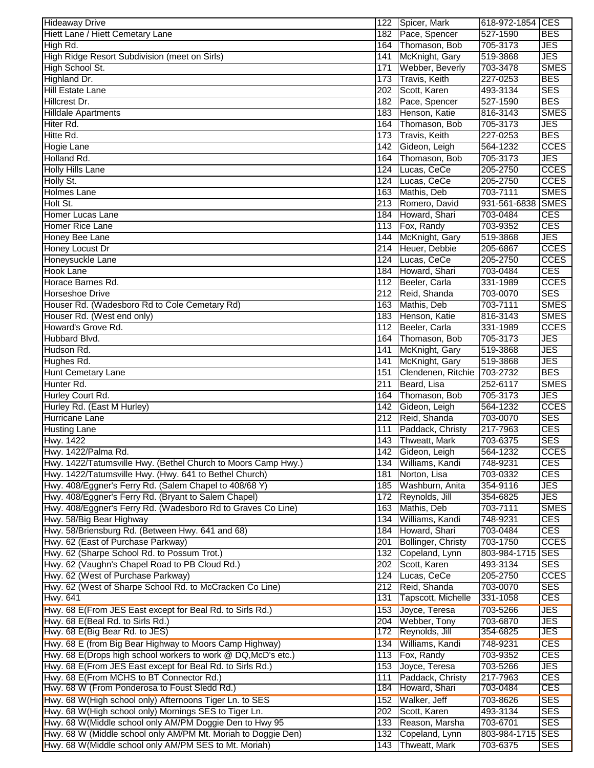| Hideaway Drive | 122 | Spicer, Mark | 618-972-1854 | CES |
|---|---|---|---|---|
| Hiett Lane / Hiett Cemetary Lane | 182 | Pace, Spencer | 527-1590 | BES |
| High Rd. | 164 | Thomason, Bob | 705-3173 | JES |
| High Ridge Resort Subdivision (meet on Sirls) | 141 | McKnight, Gary | 519-3868 | JES |
| High School St. | 171 | Webber, Beverly | 703-3478 | SMES |
| Highland Dr. | 173 | Travis, Keith | 227-0253 | BES |
| Hill Estate Lane | 202 | Scott, Karen | 493-3134 | SES |
| Hillcrest Dr. | 182 | Pace, Spencer | 527-1590 | BES |
| Hilldale Apartments | 183 | Henson, Katie | 816-3143 | SMES |
| Hiter Rd. | 164 | Thomason, Bob | 705-3173 | JES |
| Hitte Rd. | 173 | Travis, Keith | 227-0253 | BES |
| Hogie Lane | 142 | Gideon, Leigh | 564-1232 | CCES |
| Holland Rd. | 164 | Thomason, Bob | 705-3173 | JES |
| Holly Hills Lane | 124 | Lucas, CeCe | 205-2750 | CCES |
| Holly St. | 124 | Lucas, CeCe | 205-2750 | CCES |
| Holmes Lane | 163 | Mathis, Deb | 703-7111 | SMES |
| Holt St. | 213 | Romero, David | 931-561-6838 | SMES |
| Homer Lucas Lane | 184 | Howard, Shari | 703-0484 | CES |
| Homer Rice Lane | 113 | Fox, Randy | 703-9352 | CES |
| Honey Bee Lane | 144 | McKnight, Gary | 519-3868 | JES |
| Honey Locust Dr | 214 | Heuer, Debbie | 205-6867 | CCES |
| Honeysuckle Lane | 124 | Lucas, CeCe | 205-2750 | CCES |
| Hook Lane | 184 | Howard, Shari | 703-0484 | CES |
| Horace Barnes Rd. | 112 | Beeler, Carla | 331-1989 | CCES |
| Horseshoe Drive | 212 | Reid, Shanda | 703-0070 | SES |
| Houser Rd. (Wadesboro Rd to Cole Cemetary Rd) | 163 | Mathis, Deb | 703-7111 | SMES |
| Houser Rd. (West end only) | 183 | Henson, Katie | 816-3143 | SMES |
| Howard's Grove Rd. | 112 | Beeler, Carla | 331-1989 | CCES |
| Hubbard Blvd. | 164 | Thomason, Bob | 705-3173 | JES |
| Hudson Rd. | 141 | McKnight, Gary | 519-3868 | JES |
| Hughes Rd. | 141 | McKnight, Gary | 519-3868 | JES |
| Hunt Cemetary Lane | 151 | Clendenen, Ritchie | 703-2732 | BES |
| Hunter Rd. | 211 | Beard, Lisa | 252-6117 | SMES |
| Hurley Court Rd. | 164 | Thomason, Bob | 705-3173 | JES |
| Hurley Rd. (East M Hurley) | 142 | Gideon, Leigh | 564-1232 | CCES |
| Hurricane Lane | 212 | Reid, Shanda | 703-0070 | SES |
| Husting Lane | 111 | Paddack, Christy | 217-7963 | CES |
| Hwy. 1422 | 143 | Thweatt, Mark | 703-6375 | SES |
| Hwy. 1422/Palma Rd. | 142 | Gideon, Leigh | 564-1232 | CCES |
| Hwy. 1422/Tatumsville Hwy. (Bethel Church to Moors Camp Hwy.) | 134 | Williams, Kandi | 748-9231 | CES |
| Hwy. 1422/Tatumsville Hwy. (Hwy. 641 to Bethel Church) | 181 | Norton, Lisa | 703-0332 | CES |
| Hwy. 408/Eggner's Ferry Rd. (Salem Chapel to 408/68 Y) | 185 | Washburn, Anita | 354-9116 | JES |
| Hwy. 408/Eggner's Ferry Rd. (Bryant to Salem Chapel) | 172 | Reynolds, Jill | 354-6825 | JES |
| Hwy. 408/Eggner's Ferry Rd. (Wadesboro Rd to Graves Co Line) | 163 | Mathis, Deb | 703-7111 | SMES |
| Hwy. 58/Big Bear Highway | 134 | Williams, Kandi | 748-9231 | CES |
| Hwy. 58/Briensburg Rd. (Between Hwy. 641 and 68) | 184 | Howard, Shari | 703-0484 | CES |
| Hwy. 62 (East of Purchase Parkway) | 201 | Bollinger, Christy | 703-1750 | CCES |
| Hwy. 62 (Sharpe School Rd. to Possum Trot.) | 132 | Copeland, Lynn | 803-984-1715 | SES |
| Hwy. 62 (Vaughn's Chapel Road to PB Cloud Rd.) | 202 | Scott, Karen | 493-3134 | SES |
| Hwy. 62 (West of Purchase Parkway) | 124 | Lucas, CeCe | 205-2750 | CCES |
| Hwy. 62 (West of Sharpe School Rd. to McCracken Co Line) | 212 | Reid, Shanda | 703-0070 | SES |
| Hwy. 641 | 131 | Tapscott, Michelle | 331-1058 | CES |
| Hwy. 68 E(From JES East except for Beal Rd. to Sirls Rd.) | 153 | Joyce, Teresa | 703-5266 | JES |
| Hwy. 68 E(Beal Rd. to Sirls Rd.) | 204 | Webber, Tony | 703-6870 | JES |
| Hwy. 68 E(Big Bear Rd. to JES) | 172 | Reynolds, Jill | 354-6825 | JES |
| Hwy. 68 E (from Big Bear Highway to Moors Camp Highway) | 134 | Williams, Kandi | 748-9231 | CES |
| Hwy. 68 E(Drops high school workers to work @ DQ,McD's etc.) | 113 | Fox, Randy | 703-9352 | CES |
| Hwy. 68 E(From JES East except for Beal Rd. to Sirls Rd.) | 153 | Joyce, Teresa | 703-5266 | JES |
| Hwy. 68 E(From MCHS to BT Connector Rd.) | 111 | Paddack, Christy | 217-7963 | CES |
| Hwy. 68 W (From Ponderosa to Foust Sledd Rd.) | 184 | Howard, Shari | 703-0484 | CES |
| Hwy. 68 W(High school only) Afternoons Tiger Ln. to SES | 152 | Walker, Jeff | 703-8626 | SES |
| Hwy. 68 W(High school only) Mornings SES to Tiger Ln. | 202 | Scott, Karen | 493-3134 | SES |
| Hwy. 68 W(Middle school only AM/PM Doggie Den to Hwy 95 | 133 | Reason, Marsha | 703-6701 | SES |
| Hwy. 68 W (Middle school only AM/PM Mt. Moriah to Doggie Den) | 132 | Copeland, Lynn | 803-984-1715 | SES |
| Hwy. 68 W(Middle school only AM/PM SES to Mt. Moriah) | 143 | Thweatt, Mark | 703-6375 | SES |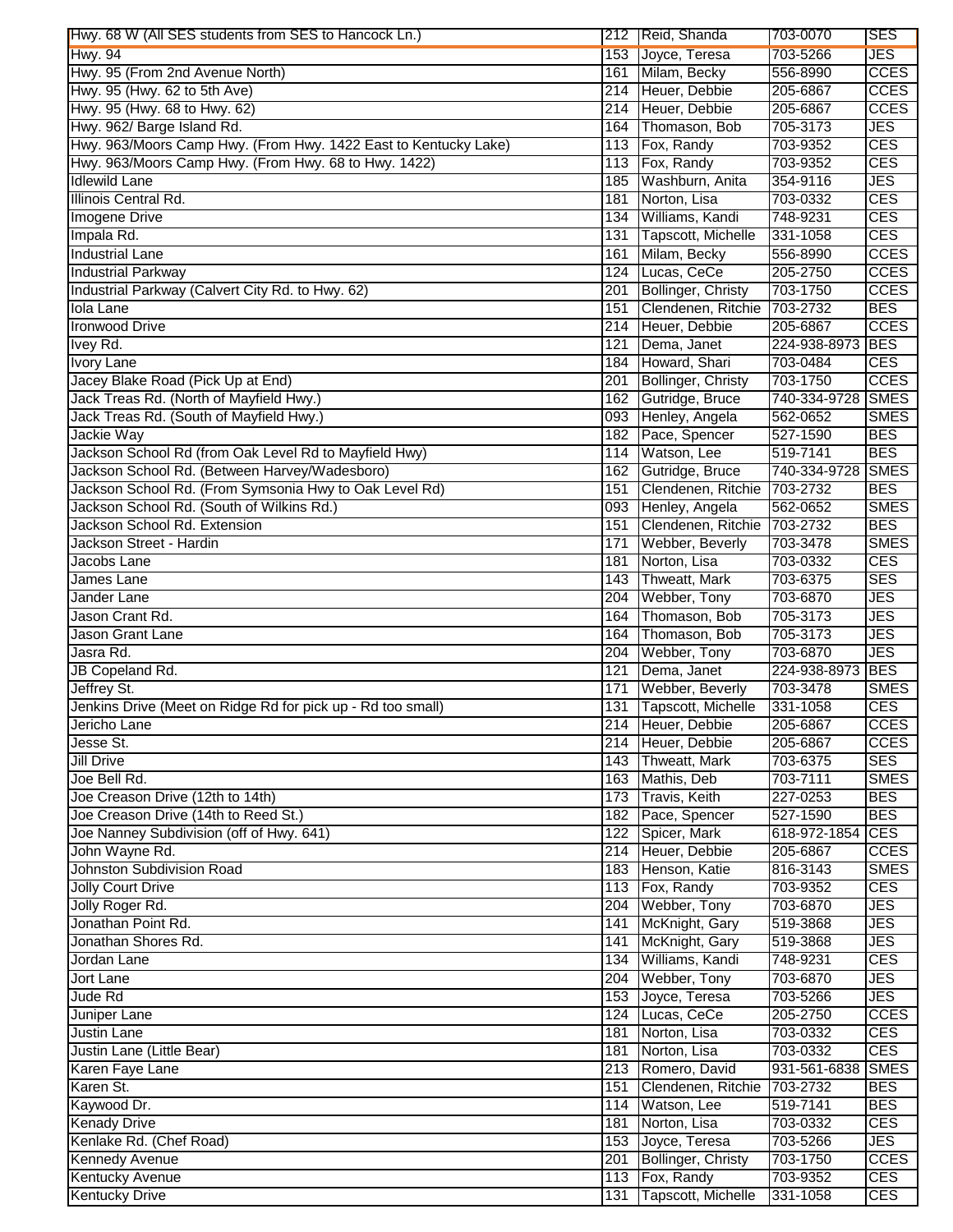| Hwy. 68 W (All SES students from SES to Hancock Ln.) | 212 | Reid, Shanda | 703-0070 | SES |
|---|---|---|---|---|
| Hwy. 94 | 153 | Joyce, Teresa | 703-5266 | JES |
| Hwy. 95 (From 2nd Avenue North) | 161 | Milam, Becky | 556-8990 | CCES |
| Hwy. 95 (Hwy. 62 to 5th Ave) | 214 | Heuer, Debbie | 205-6867 | CCES |
| Hwy. 95 (Hwy. 68 to Hwy. 62) | 214 | Heuer, Debbie | 205-6867 | CCES |
| Hwy. 962/ Barge Island Rd. | 164 | Thomason, Bob | 705-3173 | JES |
| Hwy. 963/Moors Camp Hwy. (From Hwy. 1422 East to Kentucky Lake) | 113 | Fox, Randy | 703-9352 | CES |
| Hwy. 963/Moors Camp Hwy. (From Hwy. 68 to Hwy. 1422) | 113 | Fox, Randy | 703-9352 | CES |
| Idlewild Lane | 185 | Washburn, Anita | 354-9116 | JES |
| Illinois Central Rd. | 181 | Norton, Lisa | 703-0332 | CES |
| Imogene Drive | 134 | Williams, Kandi | 748-9231 | CES |
| Impala Rd. | 131 | Tapscott, Michelle | 331-1058 | CES |
| Industrial Lane | 161 | Milam, Becky | 556-8990 | CCES |
| Industrial Parkway | 124 | Lucas, CeCe | 205-2750 | CCES |
| Industrial Parkway (Calvert City Rd. to Hwy. 62) | 201 | Bollinger, Christy | 703-1750 | CCES |
| Iola Lane | 151 | Clendenen, Ritchie | 703-2732 | BES |
| Ironwood Drive | 214 | Heuer, Debbie | 205-6867 | CCES |
| Ivey Rd. | 121 | Dema, Janet | 224-938-8973 | BES |
| Ivory Lane | 184 | Howard, Shari | 703-0484 | CES |
| Jacey Blake Road (Pick Up at End) | 201 | Bollinger, Christy | 703-1750 | CCES |
| Jack Treas Rd. (North of Mayfield Hwy.) | 162 | Gutridge, Bruce | 740-334-9728 | SMES |
| Jack Treas Rd. (South of Mayfield Hwy.) | 093 | Henley, Angela | 562-0652 | SMES |
| Jackie Way | 182 | Pace, Spencer | 527-1590 | BES |
| Jackson School Rd (from Oak Level Rd to Mayfield Hwy) | 114 | Watson, Lee | 519-7141 | BES |
| Jackson School Rd. (Between Harvey/Wadesboro) | 162 | Gutridge, Bruce | 740-334-9728 | SMES |
| Jackson School Rd. (From Symsonia Hwy to Oak Level Rd) | 151 | Clendenen, Ritchie | 703-2732 | BES |
| Jackson School Rd. (South of Wilkins Rd.) | 093 | Henley, Angela | 562-0652 | SMES |
| Jackson School Rd. Extension | 151 | Clendenen, Ritchie | 703-2732 | BES |
| Jackson Street - Hardin | 171 | Webber, Beverly | 703-3478 | SMES |
| Jacobs Lane | 181 | Norton, Lisa | 703-0332 | CES |
| James Lane | 143 | Thweatt, Mark | 703-6375 | SES |
| Jander Lane | 204 | Webber, Tony | 703-6870 | JES |
| Jason Crant Rd. | 164 | Thomason, Bob | 705-3173 | JES |
| Jason Grant Lane | 164 | Thomason, Bob | 705-3173 | JES |
| Jasra Rd. | 204 | Webber, Tony | 703-6870 | JES |
| JB Copeland Rd. | 121 | Dema, Janet | 224-938-8973 | BES |
| Jeffrey St. | 171 | Webber, Beverly | 703-3478 | SMES |
| Jenkins Drive (Meet on Ridge Rd for pick up - Rd too small) | 131 | Tapscott, Michelle | 331-1058 | CES |
| Jericho Lane | 214 | Heuer, Debbie | 205-6867 | CCES |
| Jesse St. | 214 | Heuer, Debbie | 205-6867 | CCES |
| Jill Drive | 143 | Thweatt, Mark | 703-6375 | SES |
| Joe Bell Rd. | 163 | Mathis, Deb | 703-7111 | SMES |
| Joe Creason Drive (12th to 14th) | 173 | Travis, Keith | 227-0253 | BES |
| Joe Creason Drive (14th to Reed St.) | 182 | Pace, Spencer | 527-1590 | BES |
| Joe Nanney Subdivision (off of Hwy. 641) | 122 | Spicer, Mark | 618-972-1854 | CES |
| John Wayne Rd. | 214 | Heuer, Debbie | 205-6867 | CCES |
| Johnston Subdivision Road | 183 | Henson, Katie | 816-3143 | SMES |
| Jolly Court Drive | 113 | Fox, Randy | 703-9352 | CES |
| Jolly Roger Rd. | 204 | Webber, Tony | 703-6870 | JES |
| Jonathan Point Rd. | 141 | McKnight, Gary | 519-3868 | JES |
| Jonathan Shores Rd. | 141 | McKnight, Gary | 519-3868 | JES |
| Jordan Lane | 134 | Williams, Kandi | 748-9231 | CES |
| Jort Lane | 204 | Webber, Tony | 703-6870 | JES |
| Jude Rd | 153 | Joyce, Teresa | 703-5266 | JES |
| Juniper Lane | 124 | Lucas, CeCe | 205-2750 | CCES |
| Justin Lane | 181 | Norton, Lisa | 703-0332 | CES |
| Justin Lane (Little Bear) | 181 | Norton, Lisa | 703-0332 | CES |
| Karen Faye Lane | 213 | Romero, David | 931-561-6838 | SMES |
| Karen St. | 151 | Clendenen, Ritchie | 703-2732 | BES |
| Kaywood Dr. | 114 | Watson, Lee | 519-7141 | BES |
| Kenady Drive | 181 | Norton, Lisa | 703-0332 | CES |
| Kenlake Rd. (Chef Road) | 153 | Joyce, Teresa | 703-5266 | JES |
| Kennedy Avenue | 201 | Bollinger, Christy | 703-1750 | CCES |
| Kentucky Avenue | 113 | Fox, Randy | 703-9352 | CES |
| Kentucky Drive | 131 | Tapscott, Michelle | 331-1058 | CES |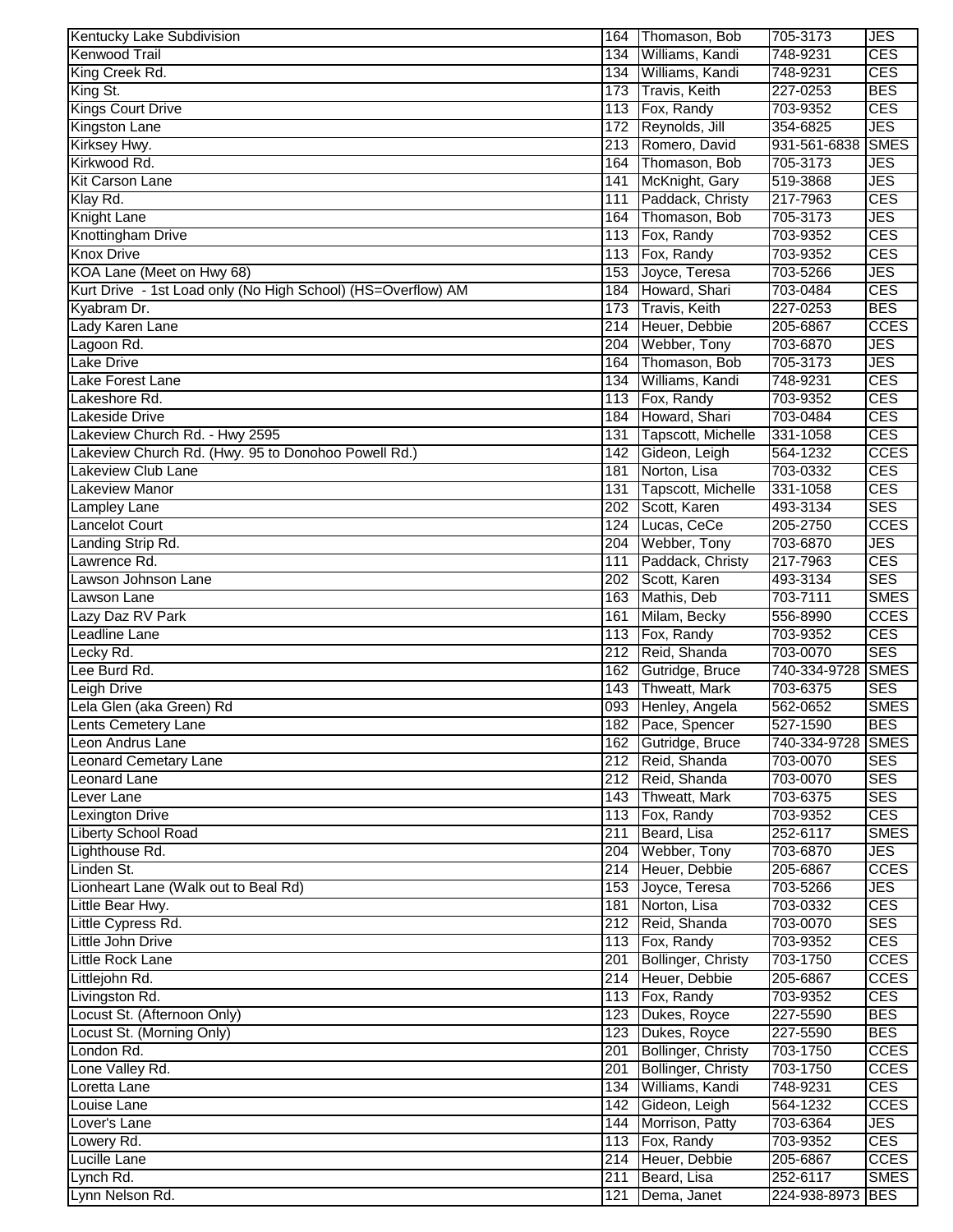| Kentucky Lake Subdivision | 164 | Thomason, Bob | 705-3173 | JES |
|---|---|---|---|---|
| Kenwood Trail | 134 | Williams, Kandi | 748-9231 | CES |
| King Creek Rd. | 134 | Williams, Kandi | 748-9231 | CES |
| King St. | 173 | Travis, Keith | 227-0253 | BES |
| Kings Court Drive | 113 | Fox, Randy | 703-9352 | CES |
| Kingston Lane | 172 | Reynolds, Jill | 354-6825 | JES |
| Kirksey Hwy. | 213 | Romero, David | 931-561-6838 | SMES |
| Kirkwood Rd. | 164 | Thomason, Bob | 705-3173 | JES |
| Kit Carson Lane | 141 | McKnight, Gary | 519-3868 | JES |
| Klay Rd. | 111 | Paddack, Christy | 217-7963 | CES |
| Knight Lane | 164 | Thomason, Bob | 705-3173 | JES |
| Knottingham Drive | 113 | Fox, Randy | 703-9352 | CES |
| Knox Drive | 113 | Fox, Randy | 703-9352 | CES |
| KOA Lane (Meet on Hwy 68) | 153 | Joyce, Teresa | 703-5266 | JES |
| Kurt Drive - 1st Load only (No High School) (HS=Overflow) AM | 184 | Howard, Shari | 703-0484 | CES |
| Kyabram Dr. | 173 | Travis, Keith | 227-0253 | BES |
| Lady Karen Lane | 214 | Heuer, Debbie | 205-6867 | CCES |
| Lagoon Rd. | 204 | Webber, Tony | 703-6870 | JES |
| Lake Drive | 164 | Thomason, Bob | 705-3173 | JES |
| Lake Forest Lane | 134 | Williams, Kandi | 748-9231 | CES |
| Lakeshore Rd. | 113 | Fox, Randy | 703-9352 | CES |
| Lakeside Drive | 184 | Howard, Shari | 703-0484 | CES |
| Lakeview Church Rd. - Hwy 2595 | 131 | Tapscott, Michelle | 331-1058 | CES |
| Lakeview Church Rd. (Hwy. 95 to Donohoo Powell Rd.) | 142 | Gideon, Leigh | 564-1232 | CCES |
| Lakeview Club Lane | 181 | Norton, Lisa | 703-0332 | CES |
| Lakeview Manor | 131 | Tapscott, Michelle | 331-1058 | CES |
| Lampley Lane | 202 | Scott, Karen | 493-3134 | SES |
| Lancelot Court | 124 | Lucas, CeCe | 205-2750 | CCES |
| Landing Strip Rd. | 204 | Webber, Tony | 703-6870 | JES |
| Lawrence Rd. | 111 | Paddack, Christy | 217-7963 | CES |
| Lawson Johnson Lane | 202 | Scott, Karen | 493-3134 | SES |
| Lawson Lane | 163 | Mathis, Deb | 703-7111 | SMES |
| Lazy Daz RV Park | 161 | Milam, Becky | 556-8990 | CCES |
| Leadline Lane | 113 | Fox, Randy | 703-9352 | CES |
| Lecky Rd. | 212 | Reid, Shanda | 703-0070 | SES |
| Lee Burd Rd. | 162 | Gutridge, Bruce | 740-334-9728 | SMES |
| Leigh Drive | 143 | Thweatt, Mark | 703-6375 | SES |
| Lela Glen (aka Green) Rd | 093 | Henley, Angela | 562-0652 | SMES |
| Lents Cemetery Lane | 182 | Pace, Spencer | 527-1590 | BES |
| Leon Andrus Lane | 162 | Gutridge, Bruce | 740-334-9728 | SMES |
| Leonard Cemetary Lane | 212 | Reid, Shanda | 703-0070 | SES |
| Leonard Lane | 212 | Reid, Shanda | 703-0070 | SES |
| Lever Lane | 143 | Thweatt, Mark | 703-6375 | SES |
| Lexington Drive | 113 | Fox, Randy | 703-9352 | CES |
| Liberty School Road | 211 | Beard, Lisa | 252-6117 | SMES |
| Lighthouse Rd. | 204 | Webber, Tony | 703-6870 | JES |
| Linden St. | 214 | Heuer, Debbie | 205-6867 | CCES |
| Lionheart Lane (Walk out to Beal Rd) | 153 | Joyce, Teresa | 703-5266 | JES |
| Little Bear Hwy. | 181 | Norton, Lisa | 703-0332 | CES |
| Little Cypress Rd. | 212 | Reid, Shanda | 703-0070 | SES |
| Little John Drive | 113 | Fox, Randy | 703-9352 | CES |
| Little Rock Lane | 201 | Bollinger, Christy | 703-1750 | CCES |
| Littlejohn Rd. | 214 | Heuer, Debbie | 205-6867 | CCES |
| Livingston Rd. | 113 | Fox, Randy | 703-9352 | CES |
| Locust St. (Afternoon Only) | 123 | Dukes, Royce | 227-5590 | BES |
| Locust St. (Morning Only) | 123 | Dukes, Royce | 227-5590 | BES |
| London Rd. | 201 | Bollinger, Christy | 703-1750 | CCES |
| Lone Valley Rd. | 201 | Bollinger, Christy | 703-1750 | CCES |
| Loretta Lane | 134 | Williams, Kandi | 748-9231 | CES |
| Louise Lane | 142 | Gideon, Leigh | 564-1232 | CCES |
| Lover's Lane | 144 | Morrison, Patty | 703-6364 | JES |
| Lowery Rd. | 113 | Fox, Randy | 703-9352 | CES |
| Lucille Lane | 214 | Heuer, Debbie | 205-6867 | CCES |
| Lynch Rd. | 211 | Beard, Lisa | 252-6117 | SMES |
| Lynn Nelson Rd. | 121 | Dema, Janet | 224-938-8973 | BES |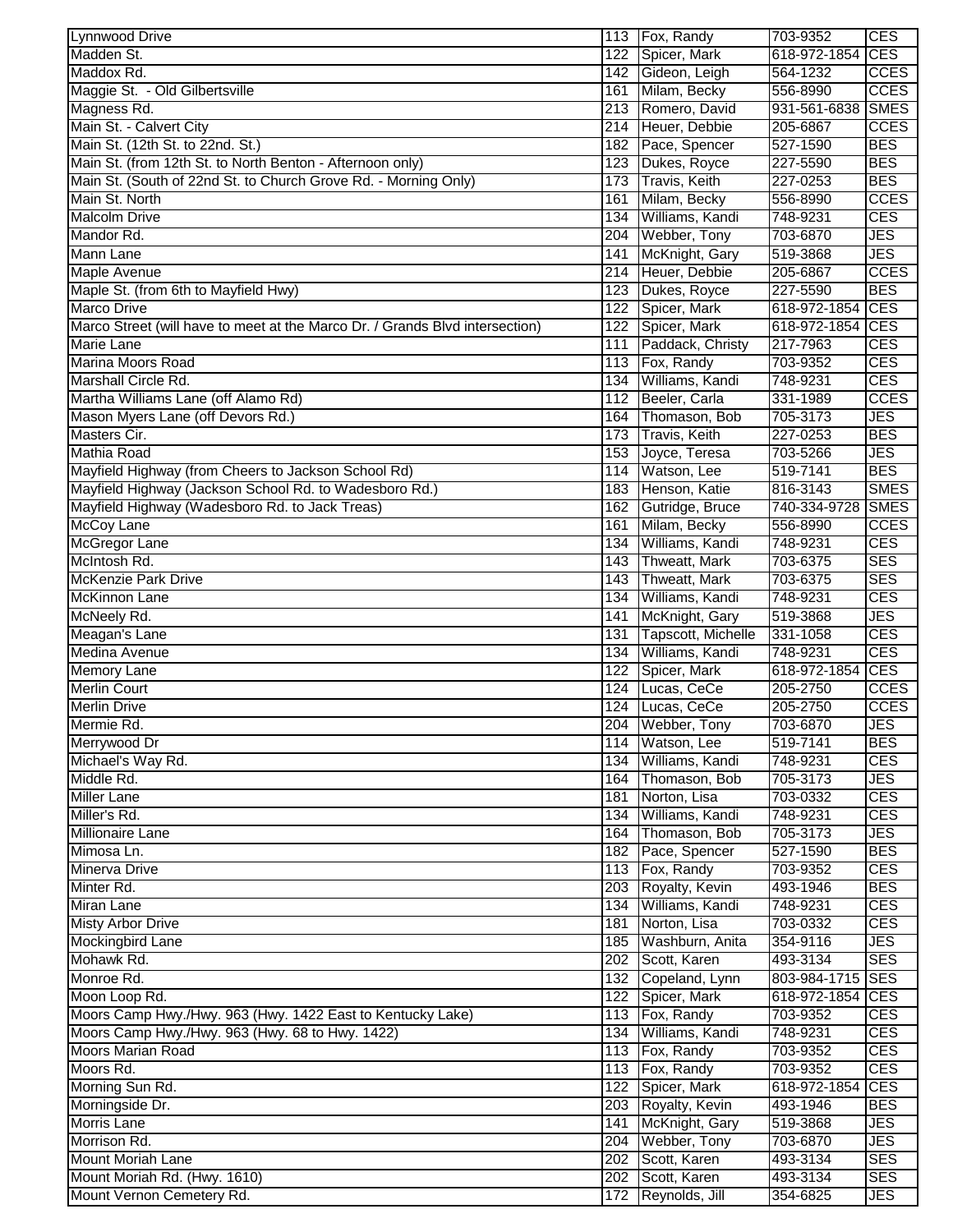| | | | | |
|---|---|---|---|---|
| Lynnwood Drive | 113 | Fox, Randy | 703-9352 | CES |
| Madden St. | 122 | Spicer, Mark | 618-972-1854 | CES |
| Maddox Rd. | 142 | Gideon, Leigh | 564-1232 | CCES |
| Maggie St. - Old Gilbertsville | 161 | Milam, Becky | 556-8990 | CCES |
| Magness Rd. | 213 | Romero, David | 931-561-6838 | SMES |
| Main St. - Calvert City | 214 | Heuer, Debbie | 205-6867 | CCES |
| Main St. (12th St. to 22nd. St.) | 182 | Pace, Spencer | 527-1590 | BES |
| Main St. (from 12th St. to North Benton - Afternoon only) | 123 | Dukes, Royce | 227-5590 | BES |
| Main St. (South of 22nd St. to Church Grove Rd. - Morning Only) | 173 | Travis, Keith | 227-0253 | BES |
| Main St. North | 161 | Milam, Becky | 556-8990 | CCES |
| Malcolm Drive | 134 | Williams, Kandi | 748-9231 | CES |
| Mandor Rd. | 204 | Webber, Tony | 703-6870 | JES |
| Mann Lane | 141 | McKnight, Gary | 519-3868 | JES |
| Maple Avenue | 214 | Heuer, Debbie | 205-6867 | CCES |
| Maple St. (from 6th to Mayfield Hwy) | 123 | Dukes, Royce | 227-5590 | BES |
| Marco Drive | 122 | Spicer, Mark | 618-972-1854 | CES |
| Marco Street (will have to meet at the Marco Dr. / Grands Blvd intersection) | 122 | Spicer, Mark | 618-972-1854 | CES |
| Marie Lane | 111 | Paddack, Christy | 217-7963 | CES |
| Marina Moors Road | 113 | Fox, Randy | 703-9352 | CES |
| Marshall Circle Rd. | 134 | Williams, Kandi | 748-9231 | CES |
| Martha Williams Lane (off Alamo Rd) | 112 | Beeler, Carla | 331-1989 | CCES |
| Mason Myers Lane (off Devors Rd.) | 164 | Thomason, Bob | 705-3173 | JES |
| Masters Cir. | 173 | Travis, Keith | 227-0253 | BES |
| Mathia Road | 153 | Joyce, Teresa | 703-5266 | JES |
| Mayfield Highway (from Cheers to Jackson School Rd) | 114 | Watson, Lee | 519-7141 | BES |
| Mayfield Highway (Jackson School Rd. to Wadesboro Rd.) | 183 | Henson, Katie | 816-3143 | SMES |
| Mayfield Highway (Wadesboro Rd. to Jack Treas) | 162 | Gutridge, Bruce | 740-334-9728 | SMES |
| McCoy Lane | 161 | Milam, Becky | 556-8990 | CCES |
| McGregor Lane | 134 | Williams, Kandi | 748-9231 | CES |
| McIntosh Rd. | 143 | Thweatt, Mark | 703-6375 | SES |
| McKenzie Park Drive | 143 | Thweatt, Mark | 703-6375 | SES |
| McKinnon Lane | 134 | Williams, Kandi | 748-9231 | CES |
| McNeely Rd. | 141 | McKnight, Gary | 519-3868 | JES |
| Meagan's Lane | 131 | Tapscott, Michelle | 331-1058 | CES |
| Medina Avenue | 134 | Williams, Kandi | 748-9231 | CES |
| Memory Lane | 122 | Spicer, Mark | 618-972-1854 | CES |
| Merlin Court | 124 | Lucas, CeCe | 205-2750 | CCES |
| Merlin Drive | 124 | Lucas, CeCe | 205-2750 | CCES |
| Mermie Rd. | 204 | Webber, Tony | 703-6870 | JES |
| Merrywood Dr | 114 | Watson, Lee | 519-7141 | BES |
| Michael's Way Rd. | 134 | Williams, Kandi | 748-9231 | CES |
| Middle Rd. | 164 | Thomason, Bob | 705-3173 | JES |
| Miller Lane | 181 | Norton, Lisa | 703-0332 | CES |
| Miller's Rd. | 134 | Williams, Kandi | 748-9231 | CES |
| Millionaire Lane | 164 | Thomason, Bob | 705-3173 | JES |
| Mimosa Ln. | 182 | Pace, Spencer | 527-1590 | BES |
| Minerva Drive | 113 | Fox, Randy | 703-9352 | CES |
| Minter Rd. | 203 | Royalty, Kevin | 493-1946 | BES |
| Miran Lane | 134 | Williams, Kandi | 748-9231 | CES |
| Misty Arbor Drive | 181 | Norton, Lisa | 703-0332 | CES |
| Mockingbird Lane | 185 | Washburn, Anita | 354-9116 | JES |
| Mohawk Rd. | 202 | Scott, Karen | 493-3134 | SES |
| Monroe Rd. | 132 | Copeland, Lynn | 803-984-1715 | SES |
| Moon Loop Rd. | 122 | Spicer, Mark | 618-972-1854 | CES |
| Moors Camp Hwy./Hwy. 963 (Hwy. 1422 East to Kentucky Lake) | 113 | Fox, Randy | 703-9352 | CES |
| Moors Camp Hwy./Hwy. 963 (Hwy. 68 to Hwy. 1422) | 134 | Williams, Kandi | 748-9231 | CES |
| Moors Marian Road | 113 | Fox, Randy | 703-9352 | CES |
| Moors Rd. | 113 | Fox, Randy | 703-9352 | CES |
| Morning Sun Rd. | 122 | Spicer, Mark | 618-972-1854 | CES |
| Morningside Dr. | 203 | Royalty, Kevin | 493-1946 | BES |
| Morris Lane | 141 | McKnight, Gary | 519-3868 | JES |
| Morrison Rd. | 204 | Webber, Tony | 703-6870 | JES |
| Mount Moriah Lane | 202 | Scott, Karen | 493-3134 | SES |
| Mount Moriah Rd. (Hwy. 1610) | 202 | Scott, Karen | 493-3134 | SES |
| Mount Vernon Cemetery Rd. | 172 | Reynolds, Jill | 354-6825 | JES |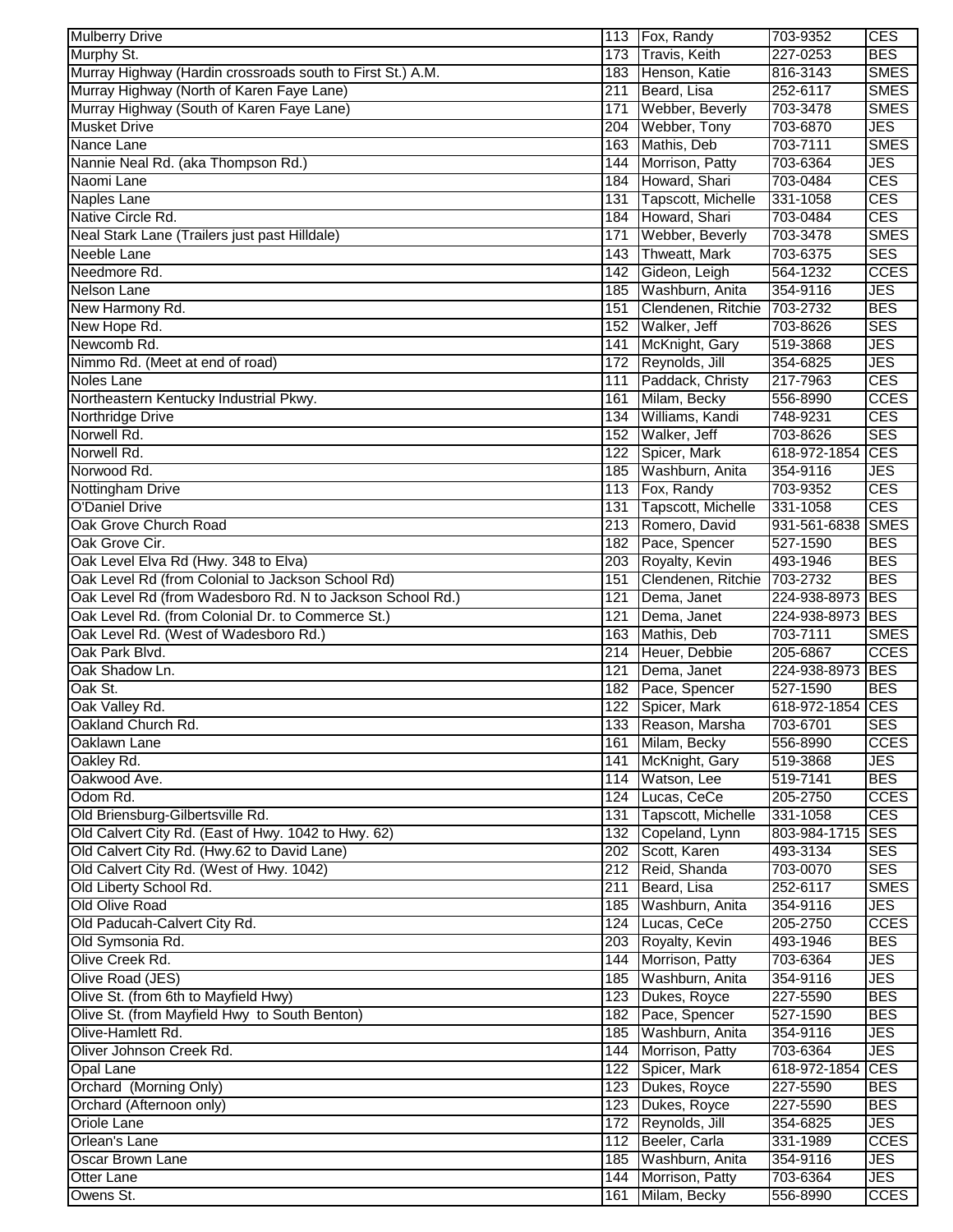| | | | | |
|---|---|---|---|---|
| Mulberry Drive | 113 | Fox, Randy | 703-9352 | CES |
| Murphy St. | 173 | Travis, Keith | 227-0253 | BES |
| Murray Highway (Hardin crossroads south to First St.) A.M. | 183 | Henson, Katie | 816-3143 | SMES |
| Murray Highway (North of Karen Faye Lane) | 211 | Beard, Lisa | 252-6117 | SMES |
| Murray Highway (South of Karen Faye Lane) | 171 | Webber, Beverly | 703-3478 | SMES |
| Musket Drive | 204 | Webber, Tony | 703-6870 | JES |
| Nance Lane | 163 | Mathis, Deb | 703-7111 | SMES |
| Nannie Neal Rd. (aka Thompson Rd.) | 144 | Morrison, Patty | 703-6364 | JES |
| Naomi Lane | 184 | Howard, Shari | 703-0484 | CES |
| Naples Lane | 131 | Tapscott, Michelle | 331-1058 | CES |
| Native Circle Rd. | 184 | Howard, Shari | 703-0484 | CES |
| Neal Stark Lane (Trailers just past Hilldale) | 171 | Webber, Beverly | 703-3478 | SMES |
| Neeble Lane | 143 | Thweatt, Mark | 703-6375 | SES |
| Needmore Rd. | 142 | Gideon, Leigh | 564-1232 | CCES |
| Nelson Lane | 185 | Washburn, Anita | 354-9116 | JES |
| New Harmony Rd. | 151 | Clendenen, Ritchie | 703-2732 | BES |
| New Hope Rd. | 152 | Walker, Jeff | 703-8626 | SES |
| Newcomb Rd. | 141 | McKnight, Gary | 519-3868 | JES |
| Nimmo Rd. (Meet at end of road) | 172 | Reynolds, Jill | 354-6825 | JES |
| Noles Lane | 111 | Paddack, Christy | 217-7963 | CES |
| Northeastern Kentucky Industrial Pkwy. | 161 | Milam, Becky | 556-8990 | CCES |
| Northridge Drive | 134 | Williams, Kandi | 748-9231 | CES |
| Norwell Rd. | 152 | Walker, Jeff | 703-8626 | SES |
| Norwell Rd. | 122 | Spicer, Mark | 618-972-1854 | CES |
| Norwood Rd. | 185 | Washburn, Anita | 354-9116 | JES |
| Nottingham Drive | 113 | Fox, Randy | 703-9352 | CES |
| O'Daniel Drive | 131 | Tapscott, Michelle | 331-1058 | CES |
| Oak Grove Church Road | 213 | Romero, David | 931-561-6838 | SMES |
| Oak Grove Cir. | 182 | Pace, Spencer | 527-1590 | BES |
| Oak Level Elva Rd (Hwy. 348 to Elva) | 203 | Royalty, Kevin | 493-1946 | BES |
| Oak Level Rd (from Colonial to Jackson School Rd) | 151 | Clendenen, Ritchie | 703-2732 | BES |
| Oak Level Rd (from Wadesboro Rd. N to Jackson School Rd.) | 121 | Dema, Janet | 224-938-8973 | BES |
| Oak Level Rd. (from Colonial Dr. to Commerce St.) | 121 | Dema, Janet | 224-938-8973 | BES |
| Oak Level Rd. (West of Wadesboro Rd.) | 163 | Mathis, Deb | 703-7111 | SMES |
| Oak Park Blvd. | 214 | Heuer, Debbie | 205-6867 | CCES |
| Oak Shadow Ln. | 121 | Dema, Janet | 224-938-8973 | BES |
| Oak St. | 182 | Pace, Spencer | 527-1590 | BES |
| Oak Valley Rd. | 122 | Spicer, Mark | 618-972-1854 | CES |
| Oakland Church Rd. | 133 | Reason, Marsha | 703-6701 | SES |
| Oaklawn Lane | 161 | Milam, Becky | 556-8990 | CCES |
| Oakley Rd. | 141 | McKnight, Gary | 519-3868 | JES |
| Oakwood Ave. | 114 | Watson, Lee | 519-7141 | BES |
| Odom Rd. | 124 | Lucas, CeCe | 205-2750 | CCES |
| Old Briensburg-Gilbertsville Rd. | 131 | Tapscott, Michelle | 331-1058 | CES |
| Old Calvert City Rd. (East of Hwy. 1042 to Hwy. 62) | 132 | Copeland, Lynn | 803-984-1715 | SES |
| Old Calvert City Rd. (Hwy.62 to David Lane) | 202 | Scott, Karen | 493-3134 | SES |
| Old Calvert City Rd. (West of Hwy. 1042) | 212 | Reid, Shanda | 703-0070 | SES |
| Old Liberty School Rd. | 211 | Beard, Lisa | 252-6117 | SMES |
| Old Olive Road | 185 | Washburn, Anita | 354-9116 | JES |
| Old Paducah-Calvert City Rd. | 124 | Lucas, CeCe | 205-2750 | CCES |
| Old Symsonia Rd. | 203 | Royalty, Kevin | 493-1946 | BES |
| Olive Creek Rd. | 144 | Morrison, Patty | 703-6364 | JES |
| Olive Road (JES) | 185 | Washburn, Anita | 354-9116 | JES |
| Olive St. (from 6th to Mayfield Hwy) | 123 | Dukes, Royce | 227-5590 | BES |
| Olive St. (from Mayfield Hwy to South Benton) | 182 | Pace, Spencer | 527-1590 | BES |
| Olive-Hamlett Rd. | 185 | Washburn, Anita | 354-9116 | JES |
| Oliver Johnson Creek Rd. | 144 | Morrison, Patty | 703-6364 | JES |
| Opal Lane | 122 | Spicer, Mark | 618-972-1854 | CES |
| Orchard (Morning Only) | 123 | Dukes, Royce | 227-5590 | BES |
| Orchard (Afternoon only) | 123 | Dukes, Royce | 227-5590 | BES |
| Oriole Lane | 172 | Reynolds, Jill | 354-6825 | JES |
| Orlean's Lane | 112 | Beeler, Carla | 331-1989 | CCES |
| Oscar Brown Lane | 185 | Washburn, Anita | 354-9116 | JES |
| Otter Lane | 144 | Morrison, Patty | 703-6364 | JES |
| Owens St. | 161 | Milam, Becky | 556-8990 | CCES |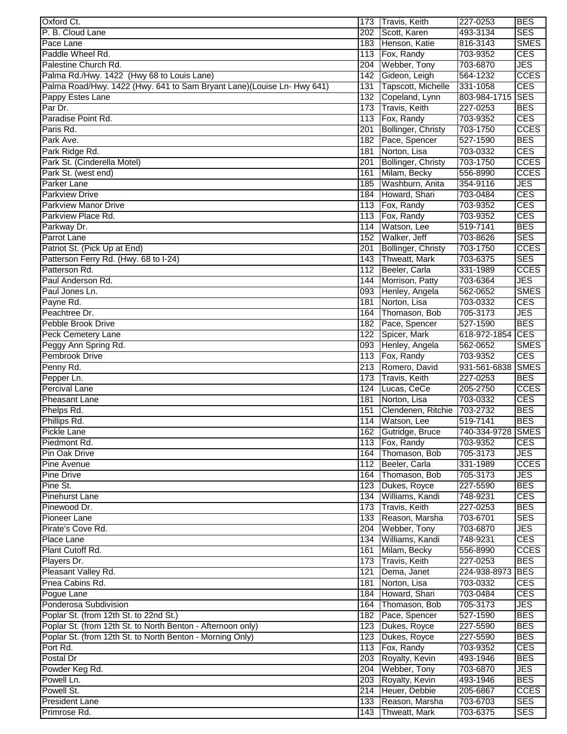| Oxford Ct. | 173 | Travis, Keith | 227-0253 | BES |
|---|---|---|---|---|
| P. B. Cloud Lane | 202 | Scott, Karen | 493-3134 | SES |
| Pace Lane | 183 | Henson, Katie | 816-3143 | SMES |
| Paddle Wheel Rd. | 113 | Fox, Randy | 703-9352 | CES |
| Palestine Church Rd. | 204 | Webber, Tony | 703-6870 | JES |
| Palma Rd./Hwy. 1422 (Hwy 68 to Louis Lane) | 142 | Gideon, Leigh | 564-1232 | CCES |
| Palma Road/Hwy. 1422 (Hwy. 641 to Sam Bryant Lane)(Louise Ln- Hwy 641) | 131 | Tapscott, Michelle | 331-1058 | CES |
| Pappy Estes Lane | 132 | Copeland, Lynn | 803-984-1715 | SES |
| Par Dr. | 173 | Travis, Keith | 227-0253 | BES |
| Paradise Point Rd. | 113 | Fox, Randy | 703-9352 | CES |
| Paris Rd. | 201 | Bollinger, Christy | 703-1750 | CCES |
| Park Ave. | 182 | Pace, Spencer | 527-1590 | BES |
| Park Ridge Rd. | 181 | Norton, Lisa | 703-0332 | CES |
| Park St. (Cinderella Motel) | 201 | Bollinger, Christy | 703-1750 | CCES |
| Park St. (west end) | 161 | Milam, Becky | 556-8990 | CCES |
| Parker Lane | 185 | Washburn, Anita | 354-9116 | JES |
| Parkview Drive | 184 | Howard, Shari | 703-0484 | CES |
| Parkview Manor Drive | 113 | Fox, Randy | 703-9352 | CES |
| Parkview Place Rd. | 113 | Fox, Randy | 703-9352 | CES |
| Parkway Dr. | 114 | Watson, Lee | 519-7141 | BES |
| Parrot Lane | 152 | Walker, Jeff | 703-8626 | SES |
| Patriot St. (Pick Up at End) | 201 | Bollinger, Christy | 703-1750 | CCES |
| Patterson Ferry Rd. (Hwy. 68 to I-24) | 143 | Thweatt, Mark | 703-6375 | SES |
| Patterson Rd. | 112 | Beeler, Carla | 331-1989 | CCES |
| Paul Anderson Rd. | 144 | Morrison, Patty | 703-6364 | JES |
| Paul Jones Ln. | 093 | Henley, Angela | 562-0652 | SMES |
| Payne Rd. | 181 | Norton, Lisa | 703-0332 | CES |
| Peachtree Dr. | 164 | Thomason, Bob | 705-3173 | JES |
| Pebble Brook Drive | 182 | Pace, Spencer | 527-1590 | BES |
| Peck Cemetery Lane | 122 | Spicer, Mark | 618-972-1854 | CES |
| Peggy Ann Spring Rd. | 093 | Henley, Angela | 562-0652 | SMES |
| Pembrook Drive | 113 | Fox, Randy | 703-9352 | CES |
| Penny Rd. | 213 | Romero, David | 931-561-6838 | SMES |
| Pepper Ln. | 173 | Travis, Keith | 227-0253 | BES |
| Percival Lane | 124 | Lucas, CeCe | 205-2750 | CCES |
| Pheasant Lane | 181 | Norton, Lisa | 703-0332 | CES |
| Phelps Rd. | 151 | Clendenen, Ritchie | 703-2732 | BES |
| Phillips Rd. | 114 | Watson, Lee | 519-7141 | BES |
| Pickle Lane | 162 | Gutridge, Bruce | 740-334-9728 | SMES |
| Piedmont Rd. | 113 | Fox, Randy | 703-9352 | CES |
| Pin Oak Drive | 164 | Thomason, Bob | 705-3173 | JES |
| Pine Avenue | 112 | Beeler, Carla | 331-1989 | CCES |
| Pine Drive | 164 | Thomason, Bob | 705-3173 | JES |
| Pine St. | 123 | Dukes, Royce | 227-5590 | BES |
| Pinehurst Lane | 134 | Williams, Kandi | 748-9231 | CES |
| Pinewood Dr. | 173 | Travis, Keith | 227-0253 | BES |
| Pioneer Lane | 133 | Reason, Marsha | 703-6701 | SES |
| Pirate's Cove Rd. | 204 | Webber, Tony | 703-6870 | JES |
| Place Lane | 134 | Williams, Kandi | 748-9231 | CES |
| Plant Cutoff Rd. | 161 | Milam, Becky | 556-8990 | CCES |
| Players Dr. | 173 | Travis, Keith | 227-0253 | BES |
| Pleasant Valley Rd. | 121 | Dema, Janet | 224-938-8973 | BES |
| Pnea Cabins Rd. | 181 | Norton, Lisa | 703-0332 | CES |
| Pogue Lane | 184 | Howard, Shari | 703-0484 | CES |
| Ponderosa Subdivision | 164 | Thomason, Bob | 705-3173 | JES |
| Poplar St. (from 12th St. to 22nd St.) | 182 | Pace, Spencer | 527-1590 | BES |
| Poplar St. (from 12th St. to North Benton - Afternoon only) | 123 | Dukes, Royce | 227-5590 | BES |
| Poplar St. (from 12th St. to North Benton - Morning Only) | 123 | Dukes, Royce | 227-5590 | BES |
| Port Rd. | 113 | Fox, Randy | 703-9352 | CES |
| Postal Dr | 203 | Royalty, Kevin | 493-1946 | BES |
| Powder Keg Rd. | 204 | Webber, Tony | 703-6870 | JES |
| Powell Ln. | 203 | Royalty, Kevin | 493-1946 | BES |
| Powell St. | 214 | Heuer, Debbie | 205-6867 | CCES |
| President Lane | 133 | Reason, Marsha | 703-6703 | SES |
| Primrose Rd. | 143 | Thweatt, Mark | 703-6375 | SES |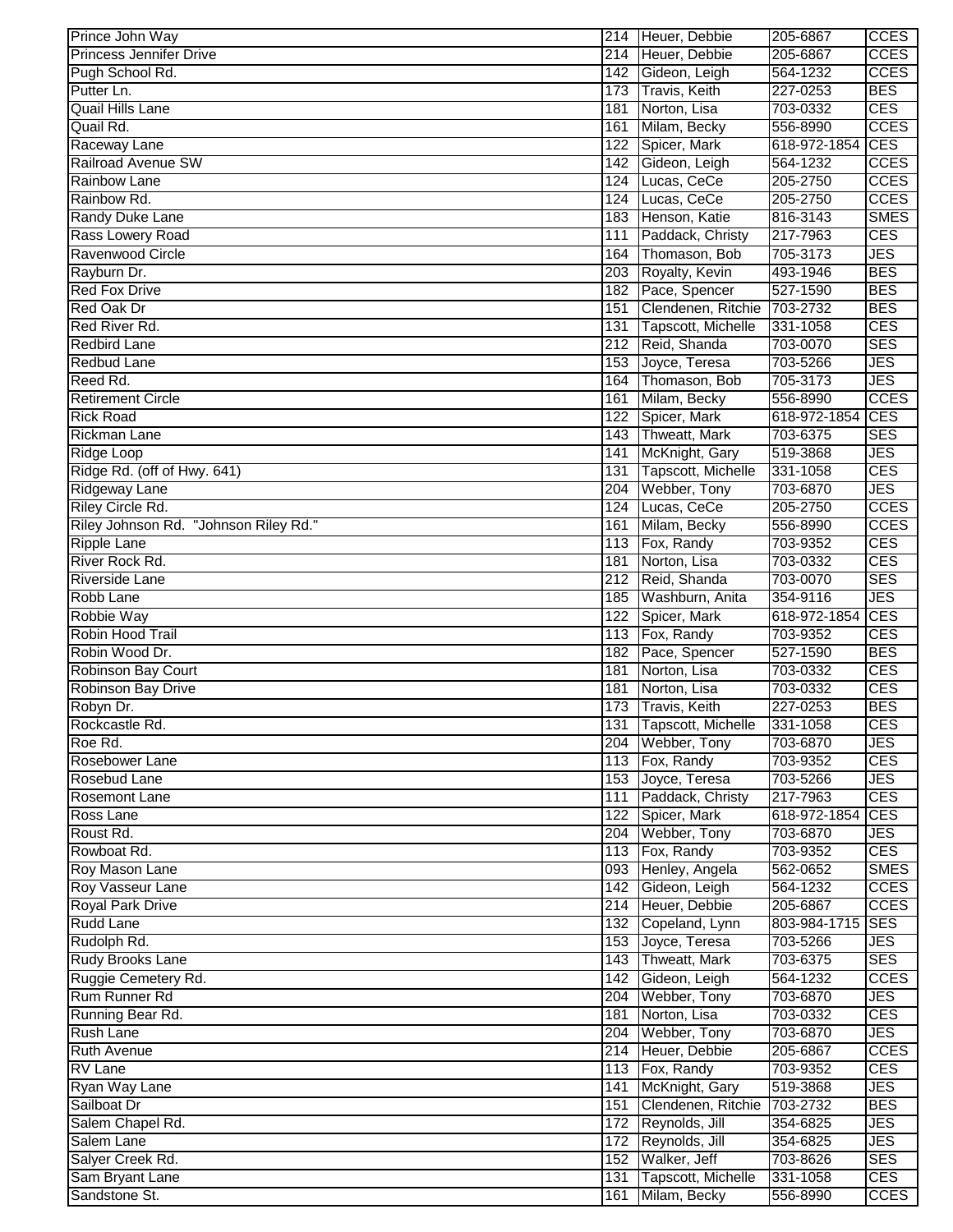| Prince John Way | 214 | Heuer, Debbie | 205-6867 | CCES |
|---|---|---|---|---|
| Princess Jennifer Drive | 214 | Heuer, Debbie | 205-6867 | CCES |
| Pugh School Rd. | 142 | Gideon, Leigh | 564-1232 | CCES |
| Putter Ln. | 173 | Travis, Keith | 227-0253 | BES |
| Quail Hills Lane | 181 | Norton, Lisa | 703-0332 | CES |
| Quail Rd. | 161 | Milam, Becky | 556-8990 | CCES |
| Raceway Lane | 122 | Spicer, Mark | 618-972-1854 | CES |
| Railroad Avenue SW | 142 | Gideon, Leigh | 564-1232 | CCES |
| Rainbow Lane | 124 | Lucas, CeCe | 205-2750 | CCES |
| Rainbow Rd. | 124 | Lucas, CeCe | 205-2750 | CCES |
| Randy Duke Lane | 183 | Henson, Katie | 816-3143 | SMES |
| Rass Lowery Road | 111 | Paddack, Christy | 217-7963 | CES |
| Ravenwood Circle | 164 | Thomason, Bob | 705-3173 | JES |
| Rayburn Dr. | 203 | Royalty, Kevin | 493-1946 | BES |
| Red Fox Drive | 182 | Pace, Spencer | 527-1590 | BES |
| Red Oak Dr | 151 | Clendenen, Ritchie | 703-2732 | BES |
| Red River Rd. | 131 | Tapscott, Michelle | 331-1058 | CES |
| Redbird Lane | 212 | Reid, Shanda | 703-0070 | SES |
| Redbud Lane | 153 | Joyce, Teresa | 703-5266 | JES |
| Reed Rd. | 164 | Thomason, Bob | 705-3173 | JES |
| Retirement Circle | 161 | Milam, Becky | 556-8990 | CCES |
| Rick Road | 122 | Spicer, Mark | 618-972-1854 | CES |
| Rickman Lane | 143 | Thweatt, Mark | 703-6375 | SES |
| Ridge Loop | 141 | McKnight, Gary | 519-3868 | JES |
| Ridge Rd. (off of Hwy. 641) | 131 | Tapscott, Michelle | 331-1058 | CES |
| Ridgeway Lane | 204 | Webber, Tony | 703-6870 | JES |
| Riley Circle Rd. | 124 | Lucas, CeCe | 205-2750 | CCES |
| Riley Johnson Rd. "Johnson Riley Rd." | 161 | Milam, Becky | 556-8990 | CCES |
| Ripple Lane | 113 | Fox, Randy | 703-9352 | CES |
| River Rock Rd. | 181 | Norton, Lisa | 703-0332 | CES |
| Riverside Lane | 212 | Reid, Shanda | 703-0070 | SES |
| Robb Lane | 185 | Washburn, Anita | 354-9116 | JES |
| Robbie Way | 122 | Spicer, Mark | 618-972-1854 | CES |
| Robin Hood Trail | 113 | Fox, Randy | 703-9352 | CES |
| Robin Wood Dr. | 182 | Pace, Spencer | 527-1590 | BES |
| Robinson Bay Court | 181 | Norton, Lisa | 703-0332 | CES |
| Robinson Bay Drive | 181 | Norton, Lisa | 703-0332 | CES |
| Robyn Dr. | 173 | Travis, Keith | 227-0253 | BES |
| Rockcastle Rd. | 131 | Tapscott, Michelle | 331-1058 | CES |
| Roe Rd. | 204 | Webber, Tony | 703-6870 | JES |
| Rosebower Lane | 113 | Fox, Randy | 703-9352 | CES |
| Rosebud Lane | 153 | Joyce, Teresa | 703-5266 | JES |
| Rosemont Lane | 111 | Paddack, Christy | 217-7963 | CES |
| Ross Lane | 122 | Spicer, Mark | 618-972-1854 | CES |
| Roust Rd. | 204 | Webber, Tony | 703-6870 | JES |
| Rowboat Rd. | 113 | Fox, Randy | 703-9352 | CES |
| Roy Mason Lane | 093 | Henley, Angela | 562-0652 | SMES |
| Roy Vasseur Lane | 142 | Gideon, Leigh | 564-1232 | CCES |
| Royal Park Drive | 214 | Heuer, Debbie | 205-6867 | CCES |
| Rudd Lane | 132 | Copeland, Lynn | 803-984-1715 | SES |
| Rudolph Rd. | 153 | Joyce, Teresa | 703-5266 | JES |
| Rudy Brooks Lane | 143 | Thweatt, Mark | 703-6375 | SES |
| Ruggie Cemetery Rd. | 142 | Gideon, Leigh | 564-1232 | CCES |
| Rum Runner Rd | 204 | Webber, Tony | 703-6870 | JES |
| Running Bear Rd. | 181 | Norton, Lisa | 703-0332 | CES |
| Rush Lane | 204 | Webber, Tony | 703-6870 | JES |
| Ruth Avenue | 214 | Heuer, Debbie | 205-6867 | CCES |
| RV Lane | 113 | Fox, Randy | 703-9352 | CES |
| Ryan Way Lane | 141 | McKnight, Gary | 519-3868 | JES |
| Sailboat Dr | 151 | Clendenen, Ritchie | 703-2732 | BES |
| Salem Chapel Rd. | 172 | Reynolds, Jill | 354-6825 | JES |
| Salem Lane | 172 | Reynolds, Jill | 354-6825 | JES |
| Salyer Creek Rd. | 152 | Walker, Jeff | 703-8626 | SES |
| Sam Bryant Lane | 131 | Tapscott, Michelle | 331-1058 | CES |
| Sandstone St. | 161 | Milam, Becky | 556-8990 | CCES |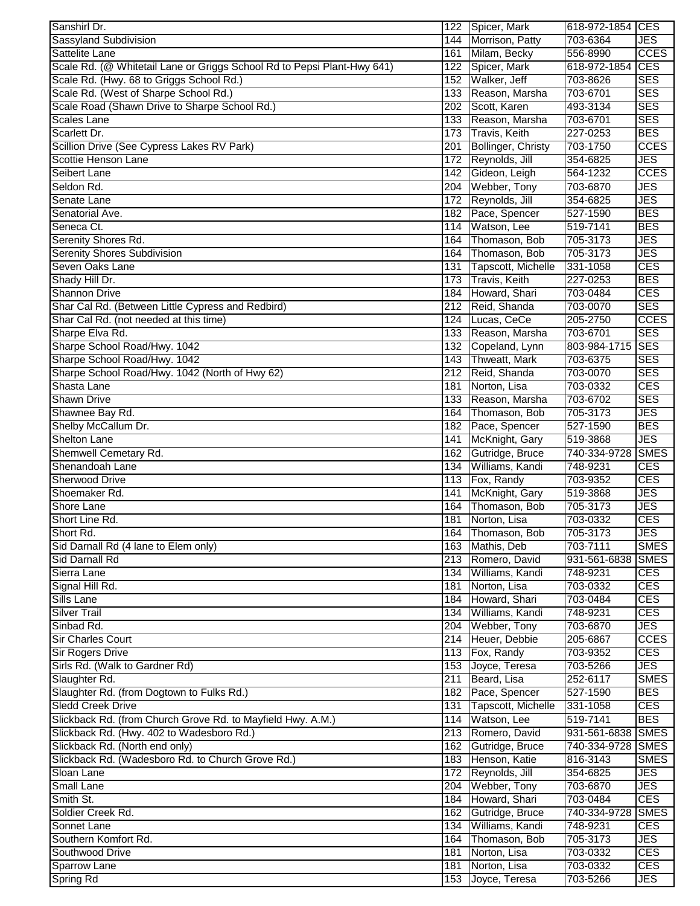| Sanshirl Dr. | 122 | Spicer, Mark | 618-972-1854 | CES |
|---|---|---|---|---|
| Sassyland Subdivision | 144 | Morrison, Patty | 703-6364 | JES |
| Sattelite Lane | 161 | Milam, Becky | 556-8990 | CCES |
| Scale Rd. (@ Whitetail Lane or Griggs School Rd to Pepsi Plant-Hwy 641) | 122 | Spicer, Mark | 618-972-1854 | CES |
| Scale Rd. (Hwy. 68 to Griggs School Rd.) | 152 | Walker, Jeff | 703-8626 | SES |
| Scale Rd. (West of Sharpe School Rd.) | 133 | Reason, Marsha | 703-6701 | SES |
| Scale Road (Shawn Drive to Sharpe School Rd.) | 202 | Scott, Karen | 493-3134 | SES |
| Scales Lane | 133 | Reason, Marsha | 703-6701 | SES |
| Scarlett Dr. | 173 | Travis, Keith | 227-0253 | BES |
| Scillion Drive (See Cypress Lakes RV Park) | 201 | Bollinger, Christy | 703-1750 | CCES |
| Scottie Henson Lane | 172 | Reynolds, Jill | 354-6825 | JES |
| Seibert Lane | 142 | Gideon, Leigh | 564-1232 | CCES |
| Seldon Rd. | 204 | Webber, Tony | 703-6870 | JES |
| Senate Lane | 172 | Reynolds, Jill | 354-6825 | JES |
| Senatorial Ave. | 182 | Pace, Spencer | 527-1590 | BES |
| Seneca Ct. | 114 | Watson, Lee | 519-7141 | BES |
| Serenity Shores Rd. | 164 | Thomason, Bob | 705-3173 | JES |
| Serenity Shores Subdivision | 164 | Thomason, Bob | 705-3173 | JES |
| Seven Oaks Lane | 131 | Tapscott, Michelle | 331-1058 | CES |
| Shady Hill Dr. | 173 | Travis, Keith | 227-0253 | BES |
| Shannon Drive | 184 | Howard, Shari | 703-0484 | CES |
| Shar Cal Rd. (Between Little Cypress and Redbird) | 212 | Reid, Shanda | 703-0070 | SES |
| Shar Cal Rd. (not needed at this time) | 124 | Lucas, CeCe | 205-2750 | CCES |
| Sharpe Elva Rd. | 133 | Reason, Marsha | 703-6701 | SES |
| Sharpe School Road/Hwy. 1042 | 132 | Copeland, Lynn | 803-984-1715 | SES |
| Sharpe School Road/Hwy. 1042 | 143 | Thweatt, Mark | 703-6375 | SES |
| Sharpe School Road/Hwy. 1042 (North of Hwy 62) | 212 | Reid, Shanda | 703-0070 | SES |
| Shasta Lane | 181 | Norton, Lisa | 703-0332 | CES |
| Shawn Drive | 133 | Reason, Marsha | 703-6702 | SES |
| Shawnee Bay Rd. | 164 | Thomason, Bob | 705-3173 | JES |
| Shelby McCallum Dr. | 182 | Pace, Spencer | 527-1590 | BES |
| Shelton Lane | 141 | McKnight, Gary | 519-3868 | JES |
| Shemwell Cemetary Rd. | 162 | Gutridge, Bruce | 740-334-9728 | SMES |
| Shenandoah Lane | 134 | Williams, Kandi | 748-9231 | CES |
| Sherwood Drive | 113 | Fox, Randy | 703-9352 | CES |
| Shoemaker Rd. | 141 | McKnight, Gary | 519-3868 | JES |
| Shore Lane | 164 | Thomason, Bob | 705-3173 | JES |
| Short Line Rd. | 181 | Norton, Lisa | 703-0332 | CES |
| Short Rd. | 164 | Thomason, Bob | 705-3173 | JES |
| Sid Darnall Rd (4 lane to Elem only) | 163 | Mathis, Deb | 703-7111 | SMES |
| Sid Darnall Rd | 213 | Romero, David | 931-561-6838 | SMES |
| Sierra Lane | 134 | Williams, Kandi | 748-9231 | CES |
| Signal Hill Rd. | 181 | Norton, Lisa | 703-0332 | CES |
| Sills Lane | 184 | Howard, Shari | 703-0484 | CES |
| Silver Trail | 134 | Williams, Kandi | 748-9231 | CES |
| Sinbad Rd. | 204 | Webber, Tony | 703-6870 | JES |
| Sir Charles Court | 214 | Heuer, Debbie | 205-6867 | CCES |
| Sir Rogers Drive | 113 | Fox, Randy | 703-9352 | CES |
| Sirls Rd. (Walk to Gardner Rd) | 153 | Joyce, Teresa | 703-5266 | JES |
| Slaughter Rd. | 211 | Beard, Lisa | 252-6117 | SMES |
| Slaughter Rd. (from Dogtown to Fulks Rd.) | 182 | Pace, Spencer | 527-1590 | BES |
| Sledd Creek Drive | 131 | Tapscott, Michelle | 331-1058 | CES |
| Slickback Rd. (from Church Grove Rd. to Mayfield Hwy. A.M.) | 114 | Watson, Lee | 519-7141 | BES |
| Slickback Rd. (Hwy. 402 to Wadesboro Rd.) | 213 | Romero, David | 931-561-6838 | SMES |
| Slickback Rd. (North end only) | 162 | Gutridge, Bruce | 740-334-9728 | SMES |
| Slickback Rd. (Wadesboro Rd. to Church Grove Rd.) | 183 | Henson, Katie | 816-3143 | SMES |
| Sloan Lane | 172 | Reynolds, Jill | 354-6825 | JES |
| Small Lane | 204 | Webber, Tony | 703-6870 | JES |
| Smith St. | 184 | Howard, Shari | 703-0484 | CES |
| Soldier Creek Rd. | 162 | Gutridge, Bruce | 740-334-9728 | SMES |
| Sonnet Lane | 134 | Williams, Kandi | 748-9231 | CES |
| Southern Komfort Rd. | 164 | Thomason, Bob | 705-3173 | JES |
| Southwood Drive | 181 | Norton, Lisa | 703-0332 | CES |
| Sparrow Lane | 181 | Norton, Lisa | 703-0332 | CES |
| Spring Rd | 153 | Joyce, Teresa | 703-5266 | JES |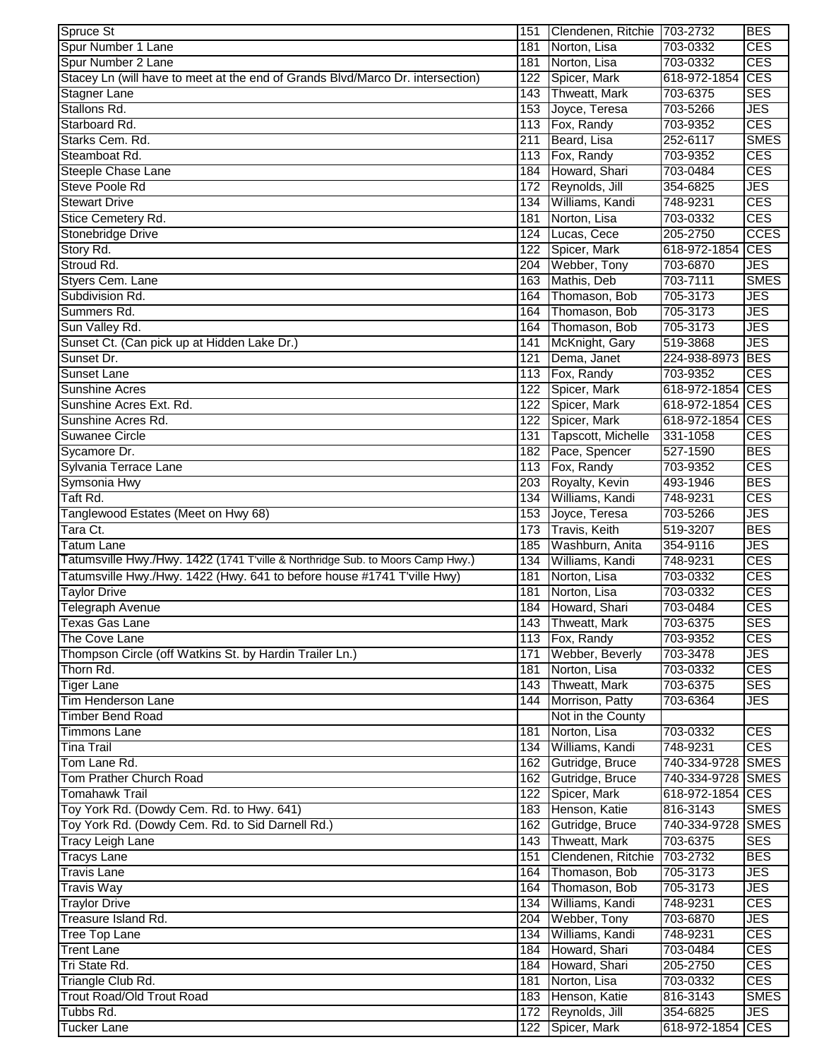| Spruce St | 151 | Clendenen, Ritchie | 703-2732 | BES |
|---|---|---|---|---|
| Spur Number 1 Lane | 181 | Norton, Lisa | 703-0332 | CES |
| Spur Number 2 Lane | 181 | Norton, Lisa | 703-0332 | CES |
| Stacey Ln (will have to meet at the end of Grands Blvd/Marco Dr. intersection) | 122 | Spicer, Mark | 618-972-1854 | CES |
| Stagner Lane | 143 | Thweatt, Mark | 703-6375 | SES |
| Stallons Rd. | 153 | Joyce, Teresa | 703-5266 | JES |
| Starboard Rd. | 113 | Fox, Randy | 703-9352 | CES |
| Starks Cem. Rd. | 211 | Beard, Lisa | 252-6117 | SMES |
| Steamboat Rd. | 113 | Fox, Randy | 703-9352 | CES |
| Steeple Chase Lane | 184 | Howard, Shari | 703-0484 | CES |
| Steve Poole Rd | 172 | Reynolds, Jill | 354-6825 | JES |
| Stewart Drive | 134 | Williams, Kandi | 748-9231 | CES |
| Stice Cemetery Rd. | 181 | Norton, Lisa | 703-0332 | CES |
| Stonebridge Drive | 124 | Lucas, Cece | 205-2750 | CCES |
| Story Rd. | 122 | Spicer, Mark | 618-972-1854 | CES |
| Stroud Rd. | 204 | Webber, Tony | 703-6870 | JES |
| Styers Cem. Lane | 163 | Mathis, Deb | 703-7111 | SMES |
| Subdivision Rd. | 164 | Thomason, Bob | 705-3173 | JES |
| Summers Rd. | 164 | Thomason, Bob | 705-3173 | JES |
| Sun Valley Rd. | 164 | Thomason, Bob | 705-3173 | JES |
| Sunset Ct. (Can pick up at Hidden Lake Dr.) | 141 | McKnight, Gary | 519-3868 | JES |
| Sunset Dr. | 121 | Dema, Janet | 224-938-8973 | BES |
| Sunset Lane | 113 | Fox, Randy | 703-9352 | CES |
| Sunshine Acres | 122 | Spicer, Mark | 618-972-1854 | CES |
| Sunshine Acres Ext. Rd. | 122 | Spicer, Mark | 618-972-1854 | CES |
| Sunshine Acres Rd. | 122 | Spicer, Mark | 618-972-1854 | CES |
| Suwanee Circle | 131 | Tapscott, Michelle | 331-1058 | CES |
| Sycamore Dr. | 182 | Pace, Spencer | 527-1590 | BES |
| Sylvania Terrace Lane | 113 | Fox, Randy | 703-9352 | CES |
| Symsonia Hwy | 203 | Royalty, Kevin | 493-1946 | BES |
| Taft Rd. | 134 | Williams, Kandi | 748-9231 | CES |
| Tanglewood Estates (Meet on Hwy 68) | 153 | Joyce, Teresa | 703-5266 | JES |
| Tara Ct. | 173 | Travis, Keith | 519-3207 | BES |
| Tatum Lane | 185 | Washburn, Anita | 354-9116 | JES |
| Tatumsville Hwy./Hwy. 1422 (1741 T'ville & Northridge Sub. to Moors Camp Hwy.) | 134 | Williams, Kandi | 748-9231 | CES |
| Tatumsville Hwy./Hwy. 1422 (Hwy. 641 to before house #1741 T'ville Hwy) | 181 | Norton, Lisa | 703-0332 | CES |
| Taylor Drive | 181 | Norton, Lisa | 703-0332 | CES |
| Telegraph Avenue | 184 | Howard, Shari | 703-0484 | CES |
| Texas Gas Lane | 143 | Thweatt, Mark | 703-6375 | SES |
| The Cove Lane | 113 | Fox, Randy | 703-9352 | CES |
| Thompson Circle (off Watkins St. by Hardin Trailer Ln.) | 171 | Webber, Beverly | 703-3478 | JES |
| Thorn Rd. | 181 | Norton, Lisa | 703-0332 | CES |
| Tiger Lane | 143 | Thweatt, Mark | 703-6375 | SES |
| Tim Henderson Lane | 144 | Morrison, Patty | 703-6364 | JES |
| Timber Bend Road | | Not in the County | | |
| Timmons Lane | 181 | Norton, Lisa | 703-0332 | CES |
| Tina Trail | 134 | Williams, Kandi | 748-9231 | CES |
| Tom Lane Rd. | 162 | Gutridge, Bruce | 740-334-9728 | SMES |
| Tom Prather Church Road | 162 | Gutridge, Bruce | 740-334-9728 | SMES |
| Tomahawk Trail | 122 | Spicer, Mark | 618-972-1854 | CES |
| Toy York Rd. (Dowdy Cem. Rd. to Hwy. 641) | 183 | Henson, Katie | 816-3143 | SMES |
| Toy York Rd. (Dowdy Cem. Rd. to Sid Darnell Rd.) | 162 | Gutridge, Bruce | 740-334-9728 | SMES |
| Tracy Leigh Lane | 143 | Thweatt, Mark | 703-6375 | SES |
| Tracys Lane | 151 | Clendenen, Ritchie | 703-2732 | BES |
| Travis Lane | 164 | Thomason, Bob | 705-3173 | JES |
| Travis Way | 164 | Thomason, Bob | 705-3173 | JES |
| Traylor Drive | 134 | Williams, Kandi | 748-9231 | CES |
| Treasure Island Rd. | 204 | Webber, Tony | 703-6870 | JES |
| Tree Top Lane | 134 | Williams, Kandi | 748-9231 | CES |
| Trent Lane | 184 | Howard, Shari | 703-0484 | CES |
| Tri State Rd. | 184 | Howard, Shari | 205-2750 | CES |
| Triangle Club Rd. | 181 | Norton, Lisa | 703-0332 | CES |
| Trout Road/Old Trout Road | 183 | Henson, Katie | 816-3143 | SMES |
| Tubbs Rd. | 172 | Reynolds, Jill | 354-6825 | JES |
| Tucker Lane | 122 | Spicer, Mark | 618-972-1854 | CES |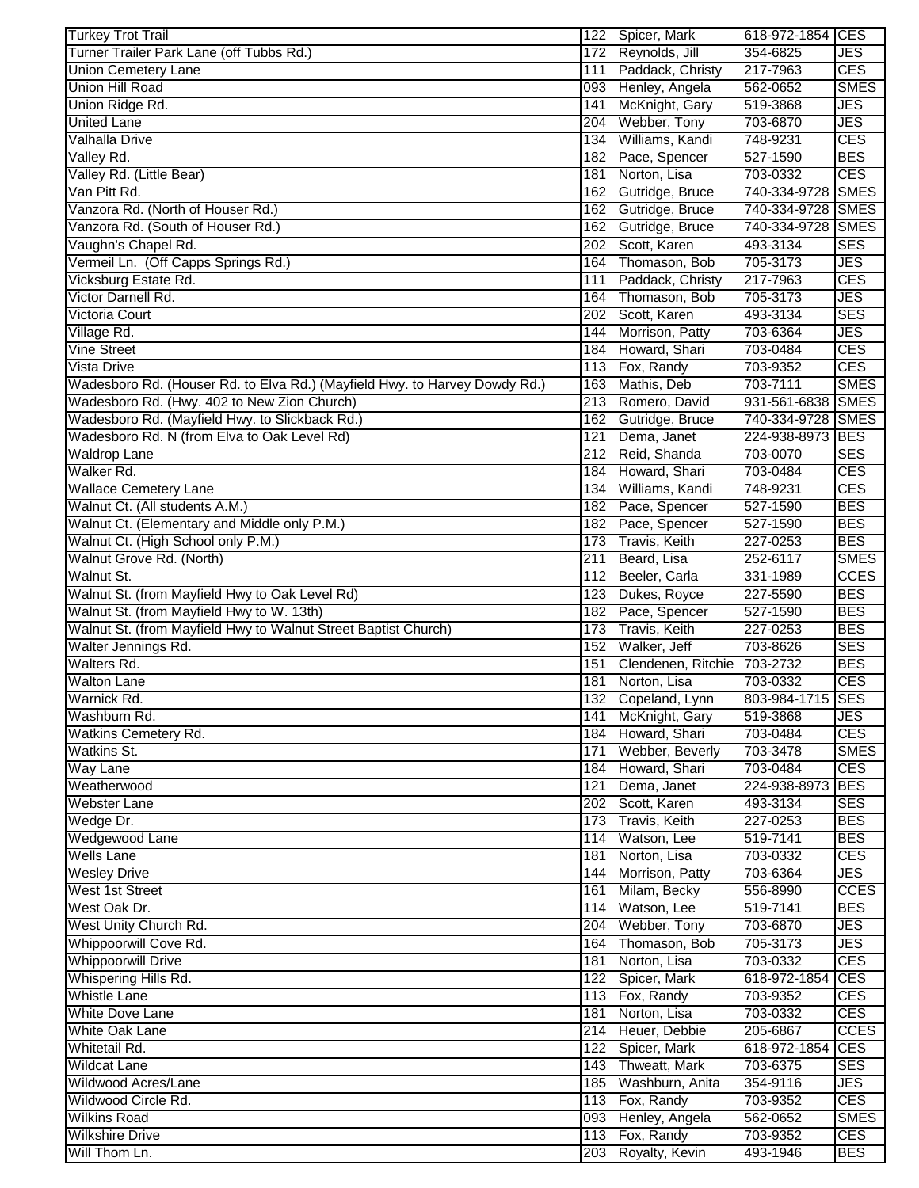| Turkey Trot Trail | 122 | Spicer, Mark | 618-972-1854 | CES |
|---|---|---|---|---|
| Turner Trailer Park Lane (off Tubbs Rd.) | 172 | Reynolds, Jill | 354-6825 | JES |
| Union Cemetery Lane | 111 | Paddack, Christy | 217-7963 | CES |
| Union Hill Road | 093 | Henley, Angela | 562-0652 | SMES |
| Union Ridge Rd. | 141 | McKnight, Gary | 519-3868 | JES |
| United Lane | 204 | Webber, Tony | 703-6870 | JES |
| Valhalla Drive | 134 | Williams, Kandi | 748-9231 | CES |
| Valley Rd. | 182 | Pace, Spencer | 527-1590 | BES |
| Valley Rd. (Little Bear) | 181 | Norton, Lisa | 703-0332 | CES |
| Van Pitt Rd. | 162 | Gutridge, Bruce | 740-334-9728 | SMES |
| Vanzora Rd. (North of Houser Rd.) | 162 | Gutridge, Bruce | 740-334-9728 | SMES |
| Vanzora Rd. (South of Houser Rd.) | 162 | Gutridge, Bruce | 740-334-9728 | SMES |
| Vaughn's Chapel Rd. | 202 | Scott, Karen | 493-3134 | SES |
| Vermeil Ln. (Off Capps Springs Rd.) | 164 | Thomason, Bob | 705-3173 | JES |
| Vicksburg Estate Rd. | 111 | Paddack, Christy | 217-7963 | CES |
| Victor Darnell Rd. | 164 | Thomason, Bob | 705-3173 | JES |
| Victoria Court | 202 | Scott, Karen | 493-3134 | SES |
| Village Rd. | 144 | Morrison, Patty | 703-6364 | JES |
| Vine Street | 184 | Howard, Shari | 703-0484 | CES |
| Vista Drive | 113 | Fox, Randy | 703-9352 | CES |
| Wadesboro Rd. (Houser Rd. to Elva Rd.) (Mayfield Hwy. to Harvey Dowdy Rd.) | 163 | Mathis, Deb | 703-7111 | SMES |
| Wadesboro Rd. (Hwy. 402 to New Zion Church) | 213 | Romero, David | 931-561-6838 | SMES |
| Wadesboro Rd. (Mayfield Hwy. to Slickback Rd.) | 162 | Gutridge, Bruce | 740-334-9728 | SMES |
| Wadesboro Rd. N (from Elva to Oak Level Rd) | 121 | Dema, Janet | 224-938-8973 | BES |
| Waldrop Lane | 212 | Reid, Shanda | 703-0070 | SES |
| Walker Rd. | 184 | Howard, Shari | 703-0484 | CES |
| Wallace Cemetery Lane | 134 | Williams, Kandi | 748-9231 | CES |
| Walnut Ct. (All students A.M.) | 182 | Pace, Spencer | 527-1590 | BES |
| Walnut Ct. (Elementary and Middle only P.M.) | 182 | Pace, Spencer | 527-1590 | BES |
| Walnut Ct. (High School only P.M.) | 173 | Travis, Keith | 227-0253 | BES |
| Walnut Grove Rd. (North) | 211 | Beard, Lisa | 252-6117 | SMES |
| Walnut St. | 112 | Beeler, Carla | 331-1989 | CCES |
| Walnut St. (from Mayfield Hwy to Oak Level Rd) | 123 | Dukes, Royce | 227-5590 | BES |
| Walnut St. (from Mayfield Hwy to W. 13th) | 182 | Pace, Spencer | 527-1590 | BES |
| Walnut St. (from Mayfield Hwy to Walnut Street Baptist Church) | 173 | Travis, Keith | 227-0253 | BES |
| Walter Jennings Rd. | 152 | Walker, Jeff | 703-8626 | SES |
| Walters Rd. | 151 | Clendenen, Ritchie | 703-2732 | BES |
| Walton Lane | 181 | Norton, Lisa | 703-0332 | CES |
| Warnick Rd. | 132 | Copeland, Lynn | 803-984-1715 | SES |
| Washburn Rd. | 141 | McKnight, Gary | 519-3868 | JES |
| Watkins Cemetery Rd. | 184 | Howard, Shari | 703-0484 | CES |
| Watkins St. | 171 | Webber, Beverly | 703-3478 | SMES |
| Way Lane | 184 | Howard, Shari | 703-0484 | CES |
| Weatherwood | 121 | Dema, Janet | 224-938-8973 | BES |
| Webster Lane | 202 | Scott, Karen | 493-3134 | SES |
| Wedge Dr. | 173 | Travis, Keith | 227-0253 | BES |
| Wedgewood Lane | 114 | Watson, Lee | 519-7141 | BES |
| Wells Lane | 181 | Norton, Lisa | 703-0332 | CES |
| Wesley Drive | 144 | Morrison, Patty | 703-6364 | JES |
| West 1st Street | 161 | Milam, Becky | 556-8990 | CCES |
| West Oak Dr. | 114 | Watson, Lee | 519-7141 | BES |
| West Unity Church Rd. | 204 | Webber, Tony | 703-6870 | JES |
| Whippoorwill Cove Rd. | 164 | Thomason, Bob | 705-3173 | JES |
| Whippoorwill Drive | 181 | Norton, Lisa | 703-0332 | CES |
| Whispering Hills Rd. | 122 | Spicer, Mark | 618-972-1854 | CES |
| Whistle Lane | 113 | Fox, Randy | 703-9352 | CES |
| White Dove Lane | 181 | Norton, Lisa | 703-0332 | CES |
| White Oak Lane | 214 | Heuer, Debbie | 205-6867 | CCES |
| Whitetail Rd. | 122 | Spicer, Mark | 618-972-1854 | CES |
| Wildcat Lane | 143 | Thweatt, Mark | 703-6375 | SES |
| Wildwood Acres/Lane | 185 | Washburn, Anita | 354-9116 | JES |
| Wildwood Circle Rd. | 113 | Fox, Randy | 703-9352 | CES |
| Wilkins Road | 093 | Henley, Angela | 562-0652 | SMES |
| Wilkshire Drive | 113 | Fox, Randy | 703-9352 | CES |
| Will Thom Ln. | 203 | Royalty, Kevin | 493-1946 | BES |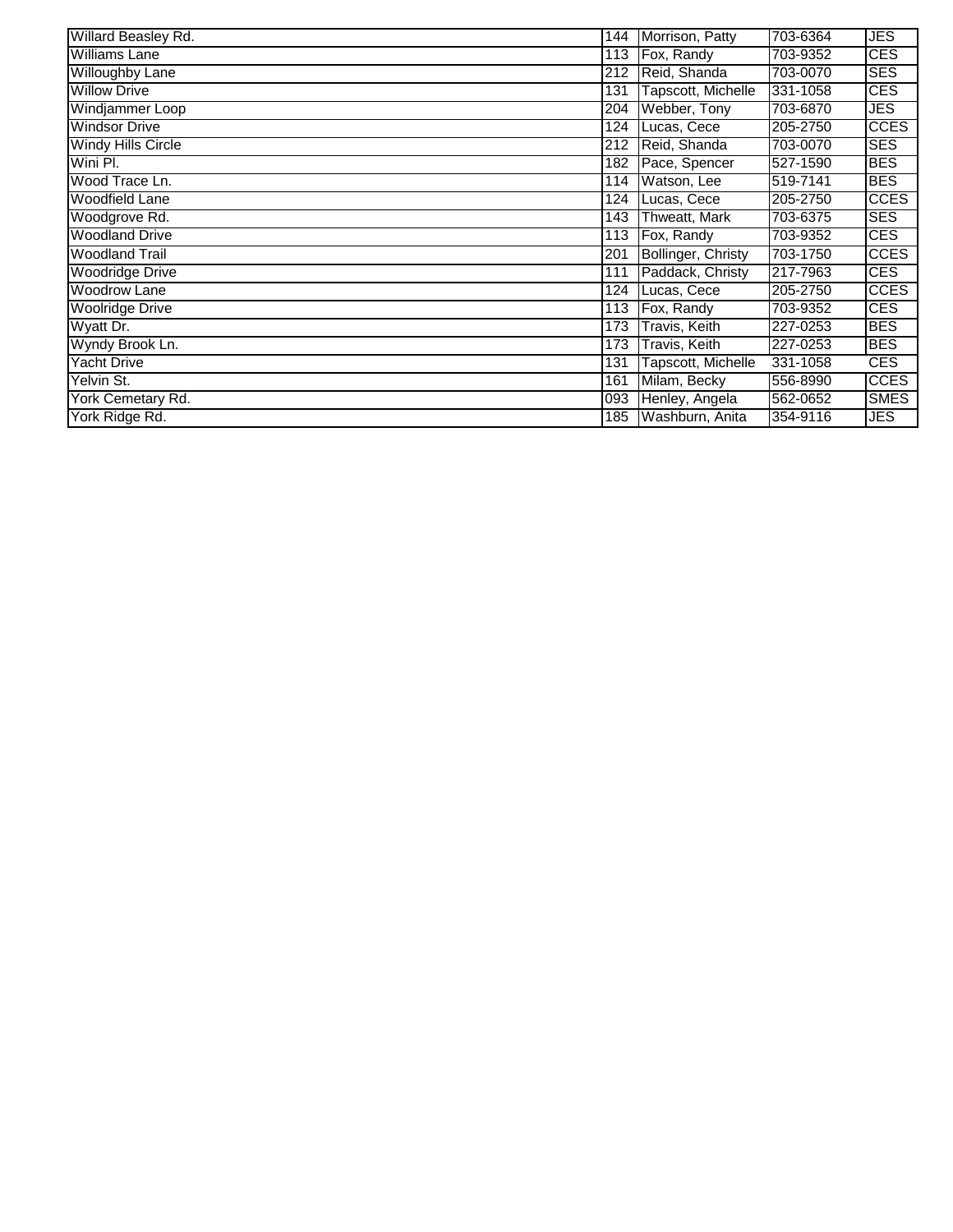| | | | | |
|---|---|---|---|---|
| Willard Beasley Rd. | 144 | Morrison, Patty | 703-6364 | JES |
| Williams Lane | 113 | Fox, Randy | 703-9352 | CES |
| Willoughby Lane | 212 | Reid, Shanda | 703-0070 | SES |
| Willow Drive | 131 | Tapscott, Michelle | 331-1058 | CES |
| Windjammer Loop | 204 | Webber, Tony | 703-6870 | JES |
| Windsor Drive | 124 | Lucas, Cece | 205-2750 | CCES |
| Windy Hills Circle | 212 | Reid, Shanda | 703-0070 | SES |
| Wini Pl. | 182 | Pace, Spencer | 527-1590 | BES |
| Wood Trace Ln. | 114 | Watson, Lee | 519-7141 | BES |
| Woodfield Lane | 124 | Lucas, Cece | 205-2750 | CCES |
| Woodgrove Rd. | 143 | Thweatt, Mark | 703-6375 | SES |
| Woodland Drive | 113 | Fox, Randy | 703-9352 | CES |
| Woodland Trail | 201 | Bollinger, Christy | 703-1750 | CCES |
| Woodridge Drive | 111 | Paddack, Christy | 217-7963 | CES |
| Woodrow Lane | 124 | Lucas, Cece | 205-2750 | CCES |
| Woolridge Drive | 113 | Fox, Randy | 703-9352 | CES |
| Wyatt Dr. | 173 | Travis, Keith | 227-0253 | BES |
| Wyndy Brook Ln. | 173 | Travis, Keith | 227-0253 | BES |
| Yacht Drive | 131 | Tapscott, Michelle | 331-1058 | CES |
| Yelvin St. | 161 | Milam, Becky | 556-8990 | CCES |
| York Cemetary Rd. | 093 | Henley, Angela | 562-0652 | SMES |
| York Ridge Rd. | 185 | Washburn, Anita | 354-9116 | JES |